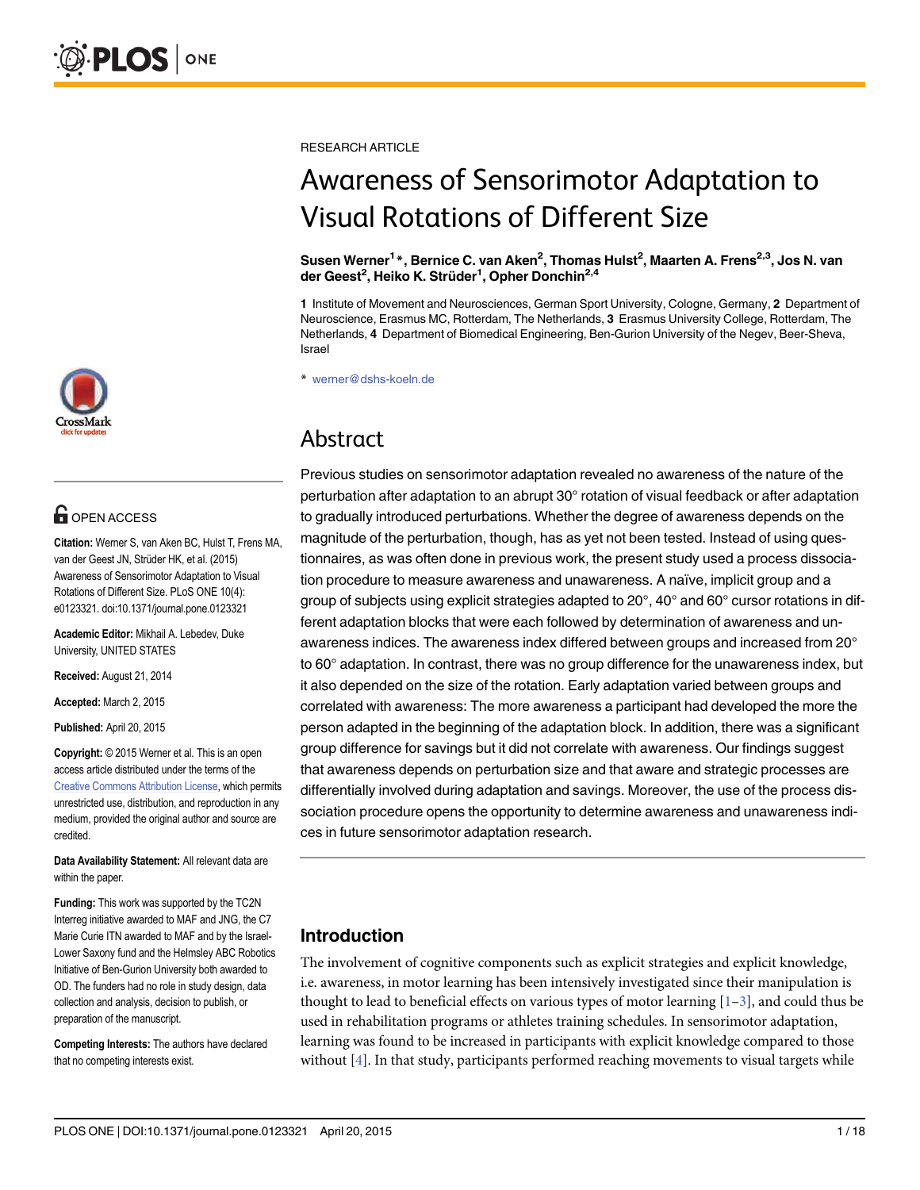RESEARCH ARTICLE

# Awareness of Sensorimotor Adaptation to Visual Rotations of Different Size

**Susen Werner[1]*, Bernice C. van Aken[2], Thomas Hulst[2], Maarten A. Frens[2,3], Jos N. van der Geest[2], Heiko K. Strüder[1], Opher Donchin[2,4]**

**1** Institute of Movement and Neurosciences, German Sport University, Cologne, Germany, **2** Department of Neuroscience, Erasmus MC, Rotterdam, The Netherlands, **3** Erasmus University College, Rotterdam, The Netherlands, **4** Department of Biomedical Engineering, Ben-Gurion University of the Negev, Beer-Sheva, Israel

* werner@dshs-koeln.de

OPEN ACCESS

**Citation:** Werner S, van Aken BC, Hulst T, Frens MA, van der Geest JN, Strüder HK, et al. (2015) Awareness of Sensorimotor Adaptation to Visual Rotations of Different Size. PLoS ONE 10(4): e0123321. doi:10.1371/journal.pone.0123321

**Academic Editor:** Mikhail A. Lebedev, Duke University, UNITED STATES

**Received:** August 21, 2014

**Accepted:** March 2, 2015

**Published:** April 20, 2015

**Copyright:** © 2015 Werner et al. This is an open access article distributed under the terms of the Creative Commons Attribution License, which permits unrestricted use, distribution, and reproduction in any medium, provided the original author and source are credited.

**Data Availability Statement:** All relevant data are within the paper.

**Funding:** This work was supported by the TC2N Interreg initiative awarded to MAF and JNG, the C7 Marie Curie ITN awarded to MAF and by the Israel-Lower Saxony fund and the Helmsley ABC Robotics Initiative of Ben-Gurion University both awarded to OD. The funders had no role in study design, data collection and analysis, decision to publish, or preparation of the manuscript.

**Competing Interests:** The authors have declared that no competing interests exist.

## Abstract

Previous studies on sensorimotor adaptation revealed no awareness of the nature of the perturbation after adaptation to an abrupt 30° rotation of visual feedback or after adaptation to gradually introduced perturbations. Whether the degree of awareness depends on the magnitude of the perturbation, though, has as yet not been tested. Instead of using questionnaires, as was often done in previous work, the present study used a process dissociation procedure to measure awareness and unawareness. A naïve, implicit group and a group of subjects using explicit strategies adapted to 20°, 40° and 60° cursor rotations in different adaptation blocks that were each followed by determination of awareness and unawareness indices. The awareness index differed between groups and increased from 20° to 60° adaptation. In contrast, there was no group difference for the unawareness index, but it also depended on the size of the rotation. Early adaptation varied between groups and correlated with awareness: The more awareness a participant had developed the more the person adapted in the beginning of the adaptation block. In addition, there was a significant group difference for savings but it did not correlate with awareness. Our findings suggest that awareness depends on perturbation size and that aware and strategic processes are differentially involved during adaptation and savings. Moreover, the use of the process dissociation procedure opens the opportunity to determine awareness and unawareness indices in future sensorimotor adaptation research.

## Introduction

The involvement of cognitive components such as explicit strategies and explicit knowledge, i.e. awareness, in motor learning has been intensively investigated since their manipulation is thought to lead to beneficial effects on various types of motor learning [1–3], and could thus be used in rehabilitation programs or athletes training schedules. In sensorimotor adaptation, learning was found to be increased in participants with explicit knowledge compared to those without [4]. In that study, participants performed reaching movements to visual targets while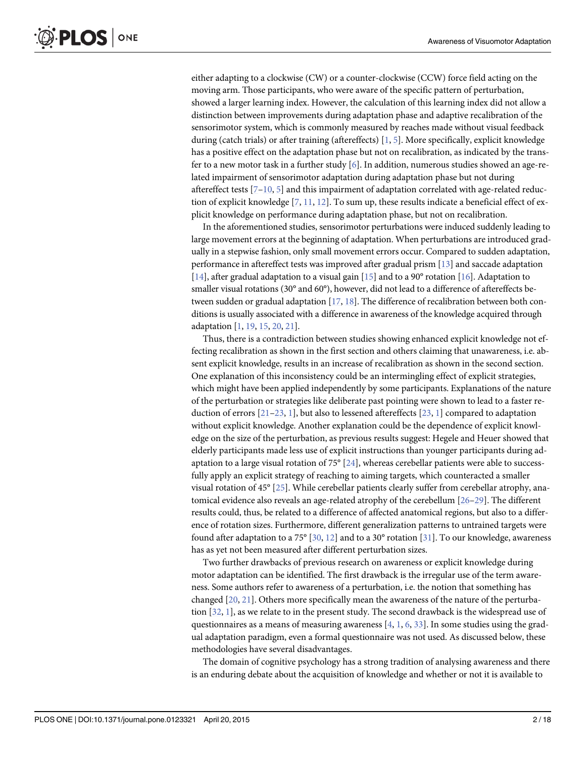either adapting to a clockwise (CW) or a counter-clockwise (CCW) force field acting on the moving arm. Those participants, who were aware of the specific pattern of perturbation, showed a larger learning index. However, the calculation of this learning index did not allow a distinction between improvements during adaptation phase and adaptive recalibration of the sensorimotor system, which is commonly measured by reaches made without visual feedback during (catch trials) or after training (aftereffects) [1, 5]. More specifically, explicit knowledge has a positive effect on the adaptation phase but not on recalibration, as indicated by the transfer to a new motor task in a further study [6]. In addition, numerous studies showed an age-related impairment of sensorimotor adaptation during adaptation phase but not during aftereffect tests [7–10, 5] and this impairment of adaptation correlated with age-related reduction of explicit knowledge [7, 11, 12]. To sum up, these results indicate a beneficial effect of explicit knowledge on performance during adaptation phase, but not on recalibration.

In the aforementioned studies, sensorimotor perturbations were induced suddenly leading to large movement errors at the beginning of adaptation. When perturbations are introduced gradually in a stepwise fashion, only small movement errors occur. Compared to sudden adaptation, performance in aftereffect tests was improved after gradual prism [13] and saccade adaptation [14], after gradual adaptation to a visual gain [15] and to a 90° rotation [16]. Adaptation to smaller visual rotations (30° and 60°), however, did not lead to a difference of aftereffects between sudden or gradual adaptation [17, 18]. The difference of recalibration between both conditions is usually associated with a difference in awareness of the knowledge acquired through adaptation [1, 19, 15, 20, 21].

Thus, there is a contradiction between studies showing enhanced explicit knowledge not effecting recalibration as shown in the first section and others claiming that unawareness, i.e. absent explicit knowledge, results in an increase of recalibration as shown in the second section. One explanation of this inconsistency could be an intermingling effect of explicit strategies, which might have been applied independently by some participants. Explanations of the nature of the perturbation or strategies like deliberate past pointing were shown to lead to a faster reduction of errors [21–23, 1], but also to lessened aftereffects [23, 1] compared to adaptation without explicit knowledge. Another explanation could be the dependence of explicit knowledge on the size of the perturbation, as previous results suggest: Hegele and Heuer showed that elderly participants made less use of explicit instructions than younger participants during adaptation to a large visual rotation of 75° [24], whereas cerebellar patients were able to successfully apply an explicit strategy of reaching to aiming targets, which counteracted a smaller visual rotation of 45° [25]. While cerebellar patients clearly suffer from cerebellar atrophy, anatomical evidence also reveals an age-related atrophy of the cerebellum [26–29]. The different results could, thus, be related to a difference of affected anatomical regions, but also to a difference of rotation sizes. Furthermore, different generalization patterns to untrained targets were found after adaptation to a 75° [30, 12] and to a 30° rotation [31]. To our knowledge, awareness has as yet not been measured after different perturbation sizes.

Two further drawbacks of previous research on awareness or explicit knowledge during motor adaptation can be identified. The first drawback is the irregular use of the term awareness. Some authors refer to awareness of a perturbation, i.e. the notion that something has changed [20, 21]. Others more specifically mean the awareness of the nature of the perturbation [32, 1], as we relate to in the present study. The second drawback is the widespread use of questionnaires as a means of measuring awareness [4, 1, 6, 33]. In some studies using the gradual adaptation paradigm, even a formal questionnaire was not used. As discussed below, these methodologies have several disadvantages.

The domain of cognitive psychology has a strong tradition of analysing awareness and there is an enduring debate about the acquisition of knowledge and whether or not it is available to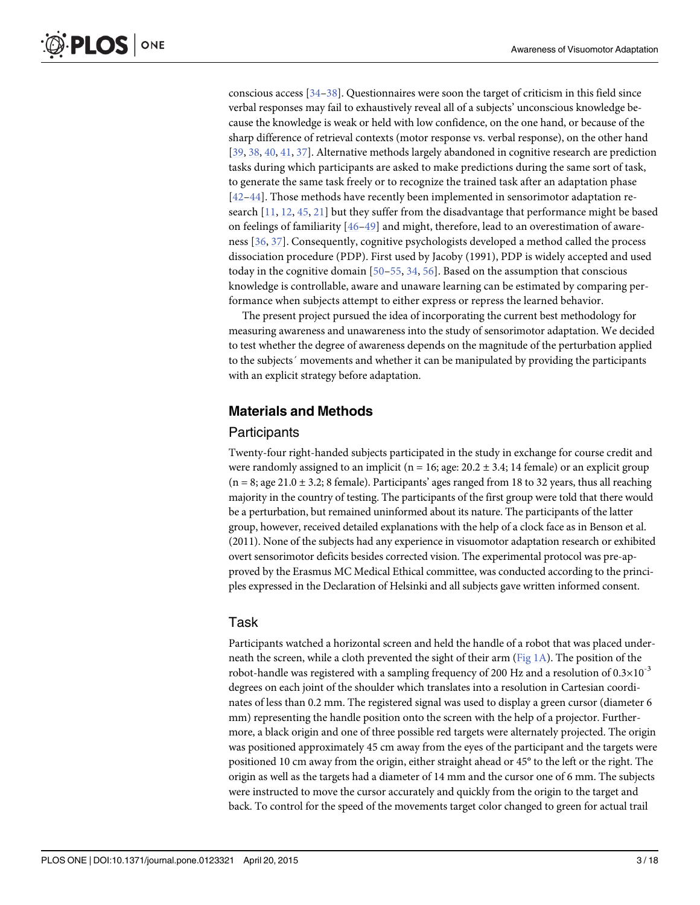conscious access [34–38]. Questionnaires were soon the target of criticism in this field since verbal responses may fail to exhaustively reveal all of a subjects' unconscious knowledge because the knowledge is weak or held with low confidence, on the one hand, or because of the sharp difference of retrieval contexts (motor response vs. verbal response), on the other hand [39, 38, 40, 41, 37]. Alternative methods largely abandoned in cognitive research are prediction tasks during which participants are asked to make predictions during the same sort of task, to generate the same task freely or to recognize the trained task after an adaptation phase [42–44]. Those methods have recently been implemented in sensorimotor adaptation research [11, 12, 45, 21] but they suffer from the disadvantage that performance might be based on feelings of familiarity [46–49] and might, therefore, lead to an overestimation of awareness [36, 37]. Consequently, cognitive psychologists developed a method called the process dissociation procedure (PDP). First used by Jacoby (1991), PDP is widely accepted and used today in the cognitive domain [50–55, 34, 56]. Based on the assumption that conscious knowledge is controllable, aware and unaware learning can be estimated by comparing performance when subjects attempt to either express or repress the learned behavior.

The present project pursued the idea of incorporating the current best methodology for measuring awareness and unawareness into the study of sensorimotor adaptation. We decided to test whether the degree of awareness depends on the magnitude of the perturbation applied to the subjects´ movements and whether it can be manipulated by providing the participants with an explicit strategy before adaptation.

## Materials and Methods

### Participants

Twenty-four right-handed subjects participated in the study in exchange for course credit and were randomly assigned to an implicit (n = 16; age: 20.2 ± 3.4; 14 female) or an explicit group (n = 8; age 21.0 ± 3.2; 8 female). Participants' ages ranged from 18 to 32 years, thus all reaching majority in the country of testing. The participants of the first group were told that there would be a perturbation, but remained uninformed about its nature. The participants of the latter group, however, received detailed explanations with the help of a clock face as in Benson et al. (2011). None of the subjects had any experience in visuomotor adaptation research or exhibited overt sensorimotor deficits besides corrected vision. The experimental protocol was pre-approved by the Erasmus MC Medical Ethical committee, was conducted according to the principles expressed in the Declaration of Helsinki and all subjects gave written informed consent.

### Task

Participants watched a horizontal screen and held the handle of a robot that was placed underneath the screen, while a cloth prevented the sight of their arm (Fig 1A). The position of the robot-handle was registered with a sampling frequency of 200 Hz and a resolution of $0.3 \times 10^{-3}$ degrees on each joint of the shoulder which translates into a resolution in Cartesian coordinates of less than 0.2 mm. The registered signal was used to display a green cursor (diameter 6 mm) representing the handle position onto the screen with the help of a projector. Furthermore, a black origin and one of three possible red targets were alternately projected. The origin was positioned approximately 45 cm away from the eyes of the participant and the targets were positioned 10 cm away from the origin, either straight ahead or 45° to the left or the right. The origin as well as the targets had a diameter of 14 mm and the cursor one of 6 mm. The subjects were instructed to move the cursor accurately and quickly from the origin to the target and back. To control for the speed of the movements target color changed to green for actual trail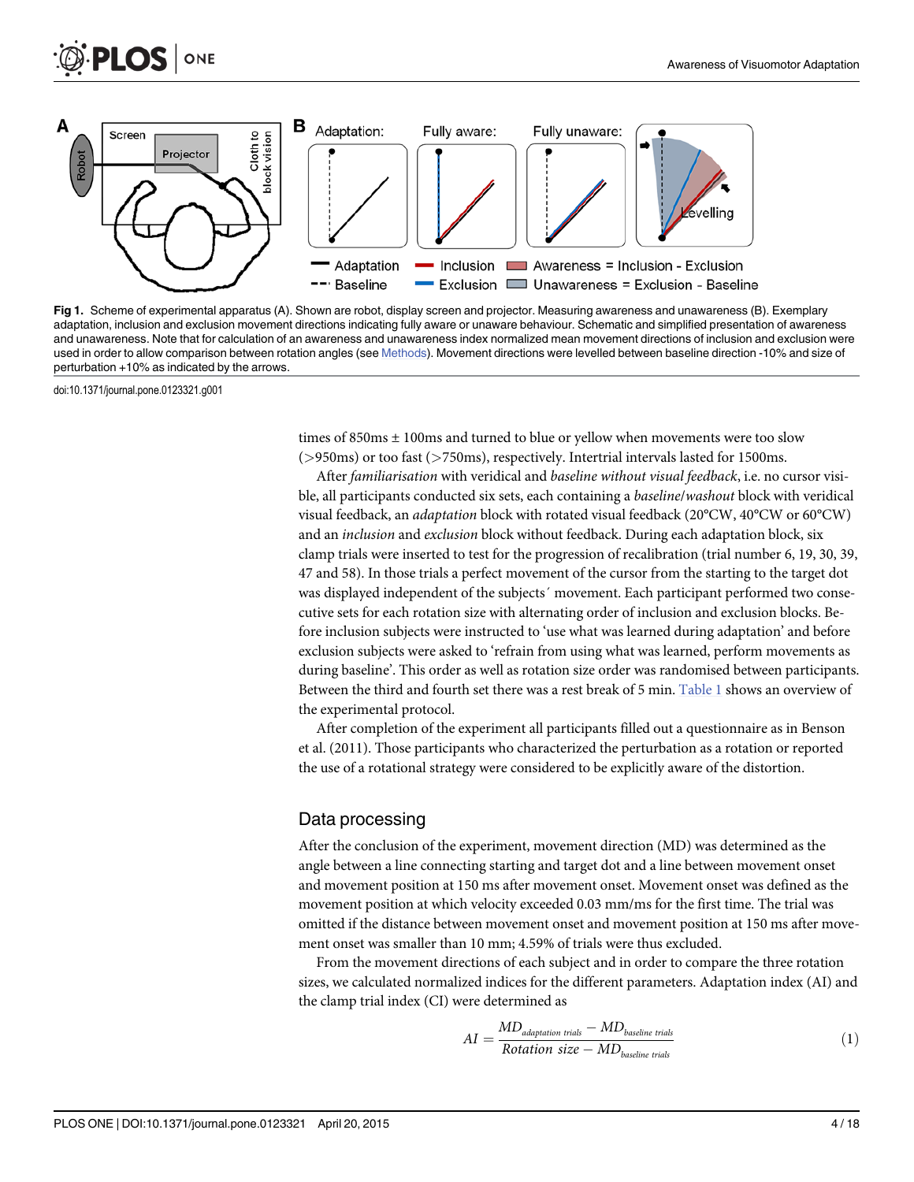Fig 1. Scheme of experimental apparatus (A). Shown are robot, display screen and projector. Measuring awareness and unawareness (B). Exemplary adaptation, inclusion and exclusion movement directions indicating fully aware or unaware behaviour. Schematic and simplified presentation of awareness and unawareness. Note that for calculation of an awareness and unawareness index normalized mean movement directions of inclusion and exclusion were used in order to allow comparison between rotation angles (see Methods). Movement directions were levelled between baseline direction -10% and size of perturbation +10% as indicated by the arrows.

doi:10.1371/journal.pone.0123321.g001

times of 850ms ± 100ms and turned to blue or yellow when movements were too slow (>950ms) or too fast (>750ms), respectively. Intertrial intervals lasted for 1500ms.

After *familiarisation* with veridical and *baseline without visual feedback*, i.e. no cursor visible, all participants conducted six sets, each containing a *baseline/washout* block with veridical visual feedback, an *adaptation* block with rotated visual feedback (20°CW, 40°CW or 60°CW) and an *inclusion* and *exclusion* block without feedback. During each adaptation block, six clamp trials were inserted to test for the progression of recalibration (trial number 6, 19, 30, 39, 47 and 58). In those trials a perfect movement of the cursor from the starting to the target dot was displayed independent of the subjects´ movement. Each participant performed two consecutive sets for each rotation size with alternating order of inclusion and exclusion blocks. Before inclusion subjects were instructed to 'use what was learned during adaptation' and before exclusion subjects were asked to 'refrain from using what was learned, perform movements as during baseline'. This order as well as rotation size order was randomised between participants. Between the third and fourth set there was a rest break of 5 min. Table 1 shows an overview of the experimental protocol.

After completion of the experiment all participants filled out a questionnaire as in Benson et al. (2011). Those participants who characterized the perturbation as a rotation or reported the use of a rotational strategy were considered to be explicitly aware of the distortion.

## Data processing

After the conclusion of the experiment, movement direction (MD) was determined as the angle between a line connecting starting and target dot and a line between movement onset and movement position at 150 ms after movement onset. Movement onset was defined as the movement position at which velocity exceeded 0.03 mm/ms for the first time. The trial was omitted if the distance between movement onset and movement position at 150 ms after movement onset was smaller than 10 mm; 4.59% of trials were thus excluded.

From the movement directions of each subject and in order to compare the three rotation sizes, we calculated normalized indices for the different parameters. Adaptation index (AI) and the clamp trial index (CI) were determined as

$$AI = \frac{MD_{adaptation\ trials} - MD_{baseline\ trials}}{Rotation\ size - MD_{baseline\ trials}} \tag{1}$$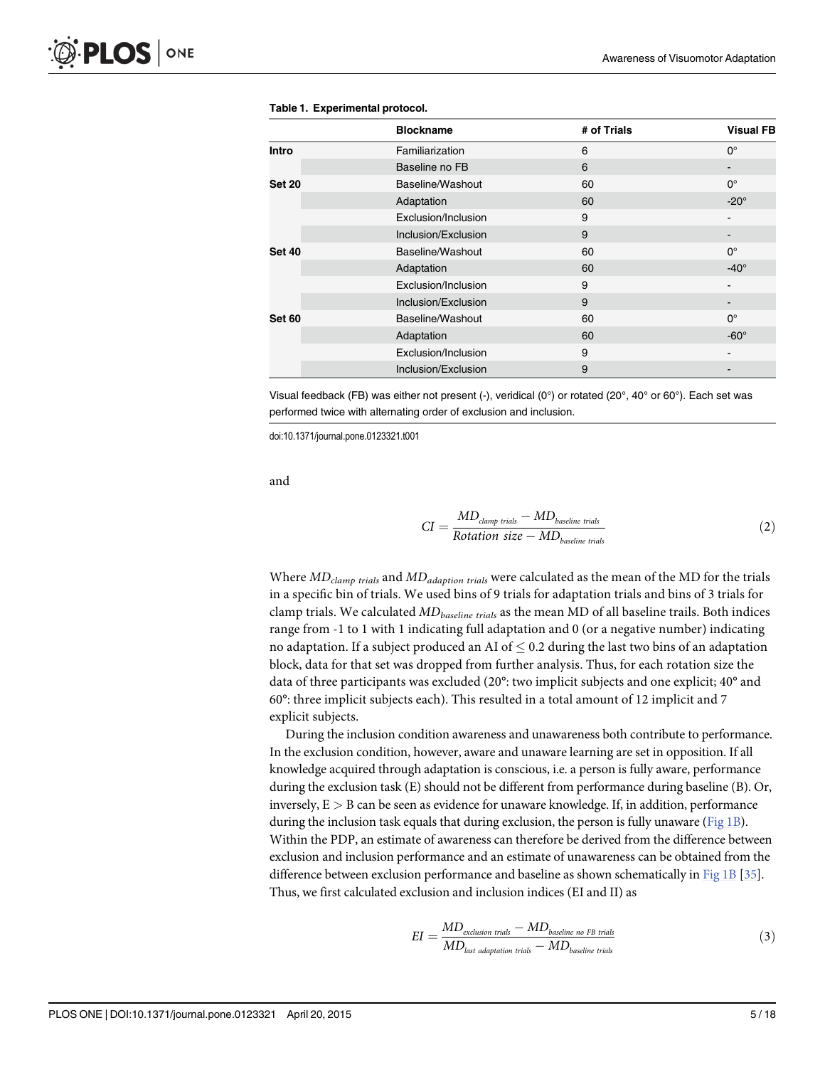**Table 1. Experimental protocol.**

| | Blockname | # of Trials | Visual FB |
|---|---|---|---|
| **Intro** | Familiarization | 6 | 0° |
| | Baseline no FB | 6 | - |
| **Set 20** | Baseline/Washout | 60 | 0° |
| | Adaptation | 60 | -20° |
| | Exclusion/Inclusion | 9 | - |
| | Inclusion/Exclusion | 9 | - |
| **Set 40** | Baseline/Washout | 60 | 0° |
| | Adaptation | 60 | -40° |
| | Exclusion/Inclusion | 9 | - |
| | Inclusion/Exclusion | 9 | - |
| **Set 60** | Baseline/Washout | 60 | 0° |
| | Adaptation | 60 | -60° |
| | Exclusion/Inclusion | 9 | - |
| | Inclusion/Exclusion | 9 | - |

Visual feedback (FB) was either not present (-), veridical (0°) or rotated (20°, 40° or 60°). Each set was performed twice with alternating order of exclusion and inclusion.

doi:10.1371/journal.pone.0123321.t001

and

$$CI = \frac{MD_{clamp\ trials} - MD_{baseline\ trials}}{Rotation\ size - MD_{baseline\ trials}} \tag{2}$$

Where $MD_{clamp\ trials}$ and $MD_{adaption\ trials}$ were calculated as the mean of the MD for the trials in a specific bin of trials. We used bins of 9 trials for adaptation trials and bins of 3 trials for clamp trials. We calculated $MD_{baseline\ trials}$ as the mean MD of all baseline trails. Both indices range from -1 to 1 with 1 indicating full adaptation and 0 (or a negative number) indicating no adaptation. If a subject produced an AI of $\leq 0.2$ during the last two bins of an adaptation block, data for that set was dropped from further analysis. Thus, for each rotation size the data of three participants was excluded (20°: two implicit subjects and one explicit; 40° and 60°: three implicit subjects each). This resulted in a total amount of 12 implicit and 7 explicit subjects.

During the inclusion condition awareness and unawareness both contribute to performance. In the exclusion condition, however, aware and unaware learning are set in opposition. If all knowledge acquired through adaptation is conscious, i.e. a person is fully aware, performance during the exclusion task (E) should not be different from performance during baseline (B). Or, inversely, $E > B$ can be seen as evidence for unaware knowledge. If, in addition, performance during the inclusion task equals that during exclusion, the person is fully unaware (Fig 1B). Within the PDP, an estimate of awareness can therefore be derived from the difference between exclusion and inclusion performance and an estimate of unawareness can be obtained from the difference between exclusion performance and baseline as shown schematically in Fig 1B [35]. Thus, we first calculated exclusion and inclusion indices (EI and II) as

$$EI = \frac{MD_{exclusion\ trials} - MD_{baseline\ no\ FB\ trials}}{MD_{last\ adaptation\ trials} - MD_{baseline\ trials}} \tag{3}$$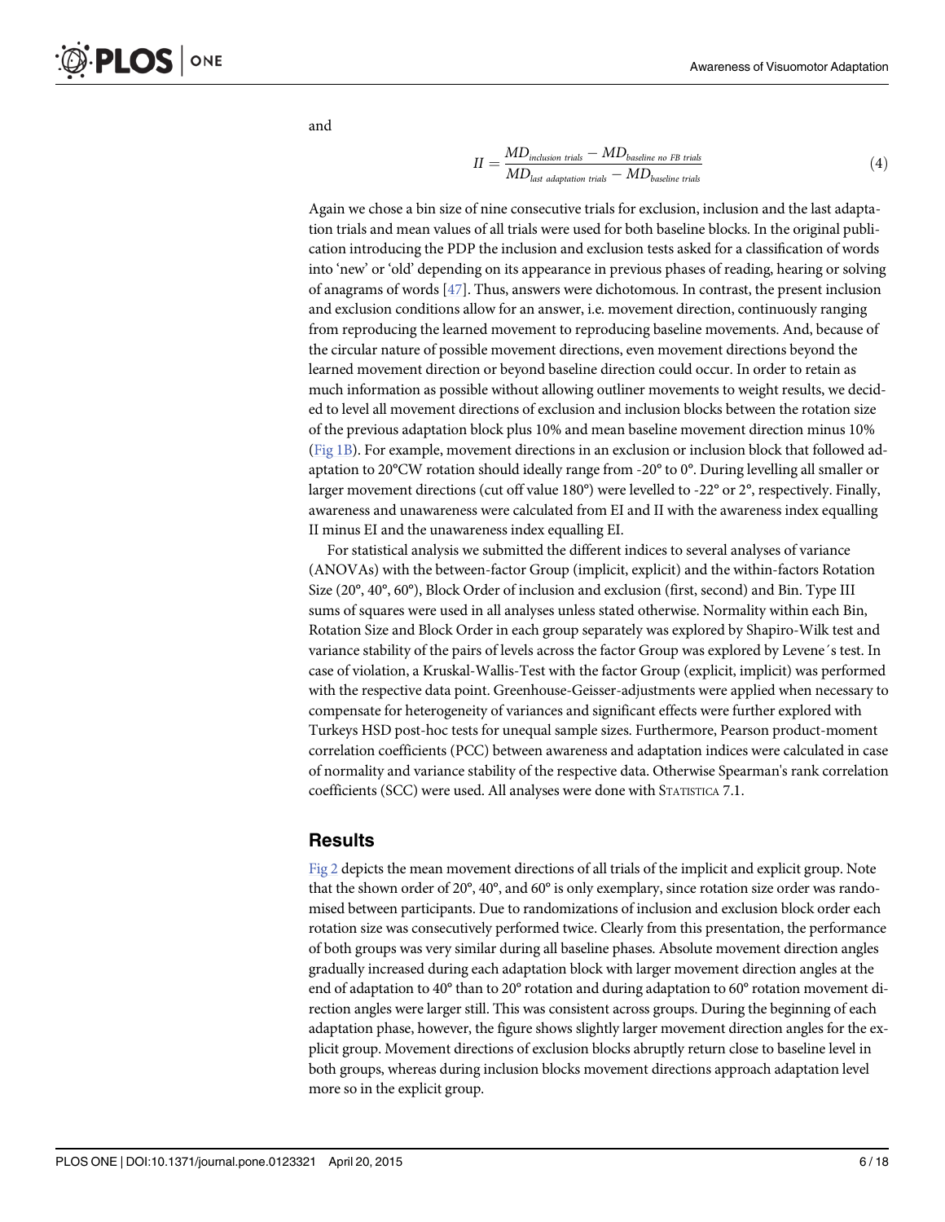and

$$II = \frac{MD_{inclusion\ trials} - MD_{baseline\ no\ FB\ trials}}{MD_{last\ adaptation\ trials} - MD_{baseline\ trials}} \tag{4}$$

Again we chose a bin size of nine consecutive trials for exclusion, inclusion and the last adaptation trials and mean values of all trials were used for both baseline blocks. In the original publication introducing the PDP the inclusion and exclusion tests asked for a classification of words into 'new' or 'old' depending on its appearance in previous phases of reading, hearing or solving of anagrams of words [47]. Thus, answers were dichotomous. In contrast, the present inclusion and exclusion conditions allow for an answer, i.e. movement direction, continuously ranging from reproducing the learned movement to reproducing baseline movements. And, because of the circular nature of possible movement directions, even movement directions beyond the learned movement direction or beyond baseline direction could occur. In order to retain as much information as possible without allowing outliner movements to weight results, we decided to level all movement directions of exclusion and inclusion blocks between the rotation size of the previous adaptation block plus 10% and mean baseline movement direction minus 10% (Fig 1B). For example, movement directions in an exclusion or inclusion block that followed adaptation to 20°CW rotation should ideally range from -20° to 0°. During levelling all smaller or larger movement directions (cut off value 180°) were levelled to -22° or 2°, respectively. Finally, awareness and unawareness were calculated from EI and II with the awareness index equalling II minus EI and the unawareness index equalling EI.

For statistical analysis we submitted the different indices to several analyses of variance (ANOVAs) with the between-factor Group (implicit, explicit) and the within-factors Rotation Size (20°, 40°, 60°), Block Order of inclusion and exclusion (first, second) and Bin. Type III sums of squares were used in all analyses unless stated otherwise. Normality within each Bin, Rotation Size and Block Order in each group separately was explored by Shapiro-Wilk test and variance stability of the pairs of levels across the factor Group was explored by Levene´s test. In case of violation, a Kruskal-Wallis-Test with the factor Group (explicit, implicit) was performed with the respective data point. Greenhouse-Geisser-adjustments were applied when necessary to compensate for heterogeneity of variances and significant effects were further explored with Turkeys HSD post-hoc tests for unequal sample sizes. Furthermore, Pearson product-moment correlation coefficients (PCC) between awareness and adaptation indices were calculated in case of normality and variance stability of the respective data. Otherwise Spearman's rank correlation coefficients (SCC) were used. All analyses were done with STATISTICA 7.1.

## Results

Fig 2 depicts the mean movement directions of all trials of the implicit and explicit group. Note that the shown order of 20°, 40°, and 60° is only exemplary, since rotation size order was randomised between participants. Due to randomizations of inclusion and exclusion block order each rotation size was consecutively performed twice. Clearly from this presentation, the performance of both groups was very similar during all baseline phases. Absolute movement direction angles gradually increased during each adaptation block with larger movement direction angles at the end of adaptation to 40° than to 20° rotation and during adaptation to 60° rotation movement direction angles were larger still. This was consistent across groups. During the beginning of each adaptation phase, however, the figure shows slightly larger movement direction angles for the explicit group. Movement directions of exclusion blocks abruptly return close to baseline level in both groups, whereas during inclusion blocks movement directions approach adaptation level more so in the explicit group.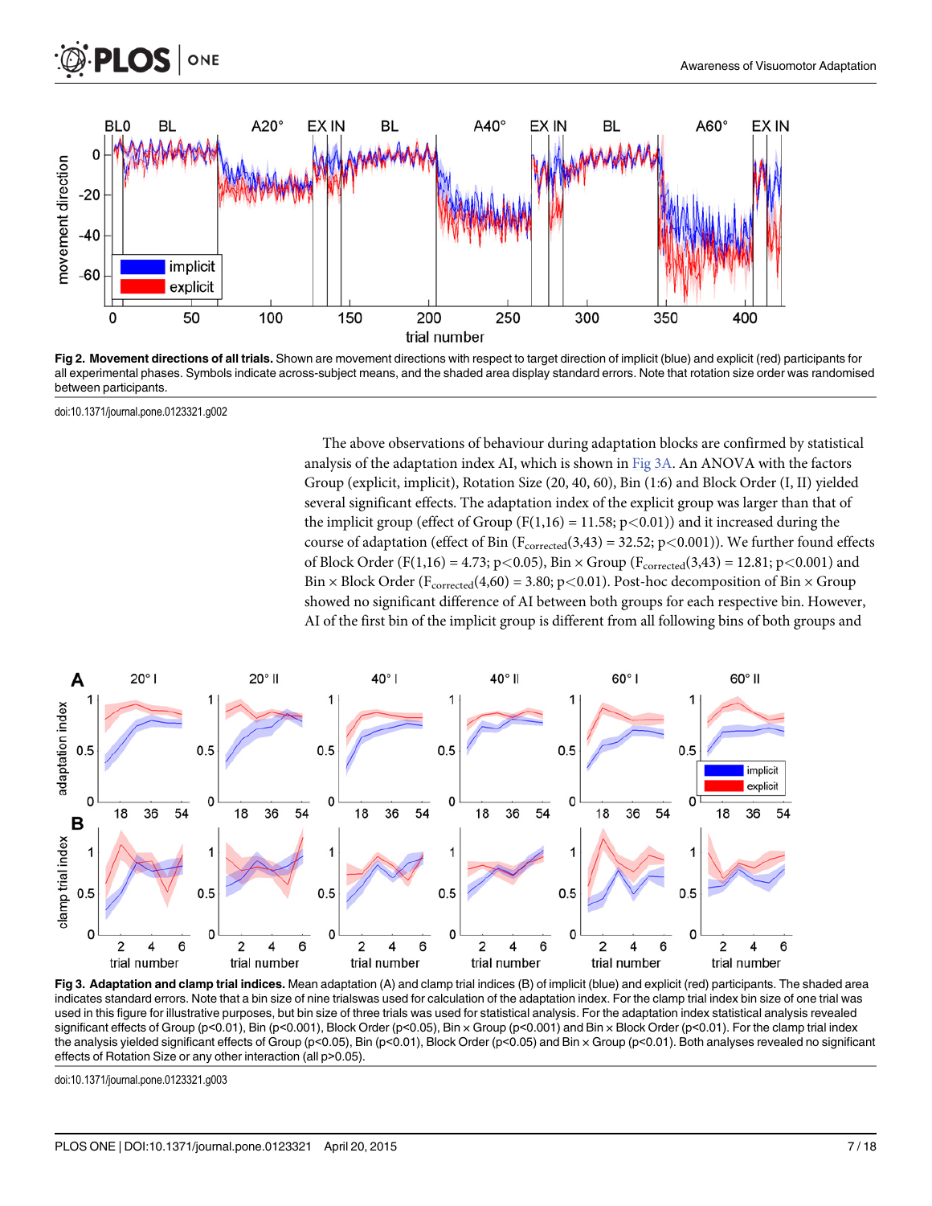**Fig 2. Movement directions of all trials.** Shown are movement directions with respect to target direction of implicit (blue) and explicit (red) participants for all experimental phases. Symbols indicate across-subject means, and the shaded area display standard errors. Note that rotation size order was randomised between participants.

doi:10.1371/journal.pone.0123321.g002

The above observations of behaviour during adaptation blocks are confirmed by statistical analysis of the adaptation index AI, which is shown in Fig 3A. An ANOVA with the factors Group (explicit, implicit), Rotation Size (20, 40, 60), Bin (1:6) and Block Order (I, II) yielded several significant effects. The adaptation index of the explicit group was larger than that of the implicit group (effect of Group ($F(1,16) = 11.58$; $p<0.01$)) and it increased during the course of adaptation (effect of Bin ($F_{corrected}(3,43) = 32.52$; $p<0.001$)). We further found effects of Block Order ($F(1,16) = 4.73$; $p<0.05$), Bin × Group ($F_{corrected}(3,43) = 12.81$; $p<0.001$) and Bin × Block Order ($F_{corrected}(4,60) = 3.80$; $p<0.01$). Post-hoc decomposition of Bin × Group showed no significant difference of AI between both groups for each respective bin. However, AI of the first bin of the implicit group is different from all following bins of both groups and

**Fig 3. Adaptation and clamp trial indices.** Mean adaptation (A) and clamp trial indices (B) of implicit (blue) and explicit (red) participants. The shaded area indicates standard errors. Note that a bin size of nine trialswas used for calculation of the adaptation index. For the clamp trial index bin size of one trial was used in this figure for illustrative purposes, but bin size of three trials was used for statistical analysis. For the adaptation index statistical analysis revealed significant effects of Group ($p<0.01$), Bin ($p<0.001$), Block Order ($p<0.05$), Bin × Group ($p<0.001$) and Bin × Block Order ($p<0.01$). For the clamp trial index the analysis yielded significant effects of Group ($p<0.05$), Bin ($p<0.01$), Block Order ($p<0.05$) and Bin × Group ($p<0.01$). Both analyses revealed no significant effects of Rotation Size or any other interaction (all $p>0.05$).

doi:10.1371/journal.pone.0123321.g003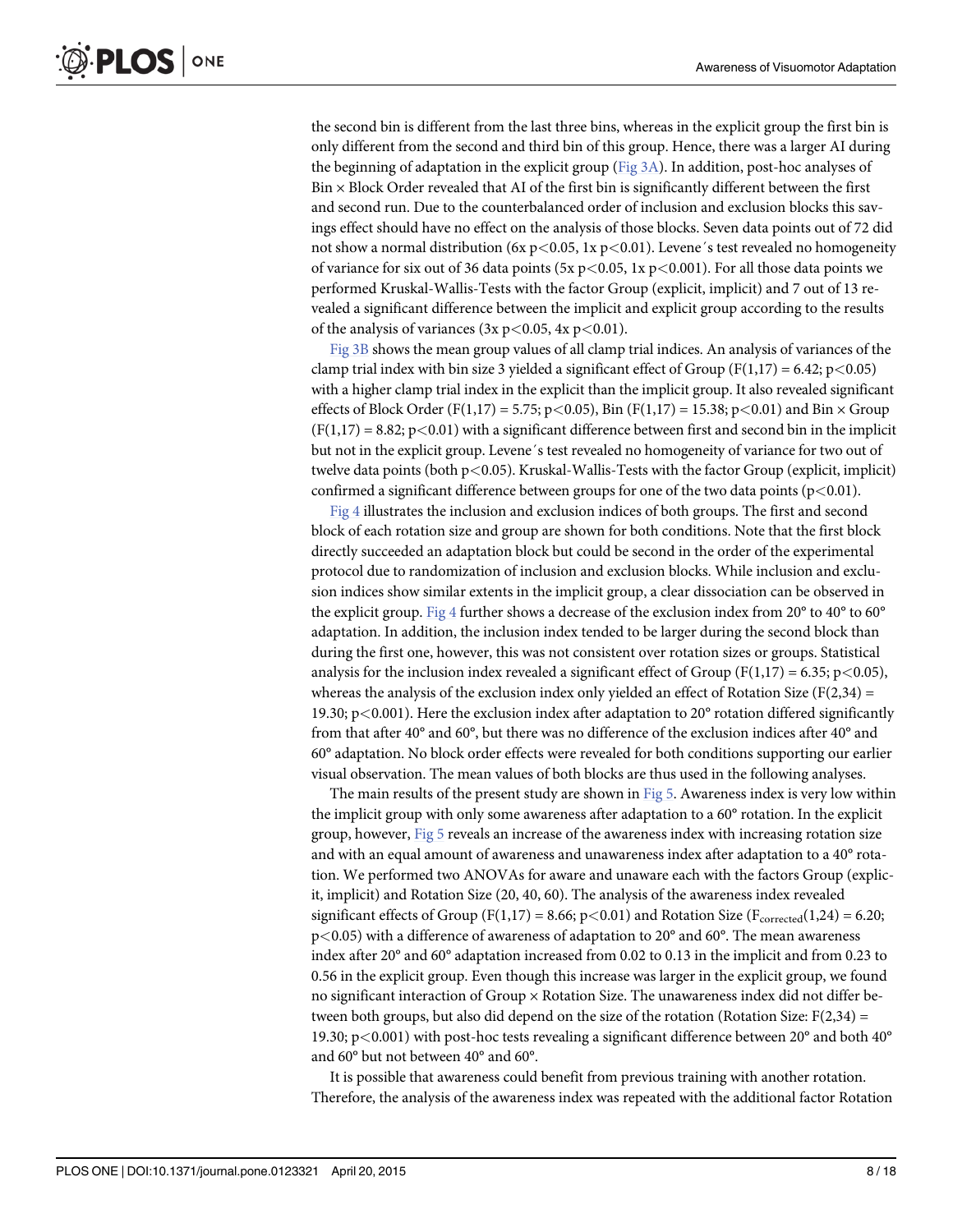the second bin is different from the last three bins, whereas in the explicit group the first bin is only different from the second and third bin of this group. Hence, there was a larger AI during the beginning of adaptation in the explicit group (Fig 3A). In addition, post-hoc analyses of Bin × Block Order revealed that AI of the first bin is significantly different between the first and second run. Due to the counterbalanced order of inclusion and exclusion blocks this savings effect should have no effect on the analysis of those blocks. Seven data points out of 72 did not show a normal distribution (6x $p<0.05$, 1x $p<0.01$). Levene´s test revealed no homogeneity of variance for six out of 36 data points (5x $p<0.05$, 1x $p<0.001$). For all those data points we performed Kruskal-Wallis-Tests with the factor Group (explicit, implicit) and 7 out of 13 revealed a significant difference between the implicit and explicit group according to the results of the analysis of variances (3x $p<0.05$, 4x $p<0.01$).

Fig 3B shows the mean group values of all clamp trial indices. An analysis of variances of the clamp trial index with bin size 3 yielded a significant effect of Group ($F(1,17) = 6.42$; $p<0.05$) with a higher clamp trial index in the explicit than the implicit group. It also revealed significant effects of Block Order ($F(1,17) = 5.75$; $p<0.05$), Bin ($F(1,17) = 15.38$; $p<0.01$) and Bin × Group ($F(1,17) = 8.82$; $p<0.01$) with a significant difference between first and second bin in the implicit but not in the explicit group. Levene´s test revealed no homogeneity of variance for two out of twelve data points (both $p<0.05$). Kruskal-Wallis-Tests with the factor Group (explicit, implicit) confirmed a significant difference between groups for one of the two data points ($p<0.01$).

Fig 4 illustrates the inclusion and exclusion indices of both groups. The first and second block of each rotation size and group are shown for both conditions. Note that the first block directly succeeded an adaptation block but could be second in the order of the experimental protocol due to randomization of inclusion and exclusion blocks. While inclusion and exclusion indices show similar extents in the implicit group, a clear dissociation can be observed in the explicit group. Fig 4 further shows a decrease of the exclusion index from 20° to 40° to 60° adaptation. In addition, the inclusion index tended to be larger during the second block than during the first one, however, this was not consistent over rotation sizes or groups. Statistical analysis for the inclusion index revealed a significant effect of Group ($F(1,17) = 6.35$; $p<0.05$), whereas the analysis of the exclusion index only yielded an effect of Rotation Size ($F(2,34) = 19.30$; $p<0.001$). Here the exclusion index after adaptation to 20° rotation differed significantly from that after 40° and 60°, but there was no difference of the exclusion indices after 40° and 60° adaptation. No block order effects were revealed for both conditions supporting our earlier visual observation. The mean values of both blocks are thus used in the following analyses.

The main results of the present study are shown in Fig 5. Awareness index is very low within the implicit group with only some awareness after adaptation to a 60° rotation. In the explicit group, however, Fig 5 reveals an increase of the awareness index with increasing rotation size and with an equal amount of awareness and unawareness index after adaptation to a 40° rotation. We performed two ANOVAs for aware and unaware each with the factors Group (explicit, implicit) and Rotation Size (20, 40, 60). The analysis of the awareness index revealed significant effects of Group ($F(1,17) = 8.66$; $p<0.01$) and Rotation Size ($F_{corrected}(1,24) = 6.20$; $p<0.05$) with a difference of awareness of adaptation to 20° and 60°. The mean awareness index after 20° and 60° adaptation increased from 0.02 to 0.13 in the implicit and from 0.23 to 0.56 in the explicit group. Even though this increase was larger in the explicit group, we found no significant interaction of Group × Rotation Size. The unawareness index did not differ between both groups, but also did depend on the size of the rotation (Rotation Size: $F(2,34) = 19.30$; $p<0.001$) with post-hoc tests revealing a significant difference between 20° and both 40° and 60° but not between 40° and 60°.

It is possible that awareness could benefit from previous training with another rotation. Therefore, the analysis of the awareness index was repeated with the additional factor Rotation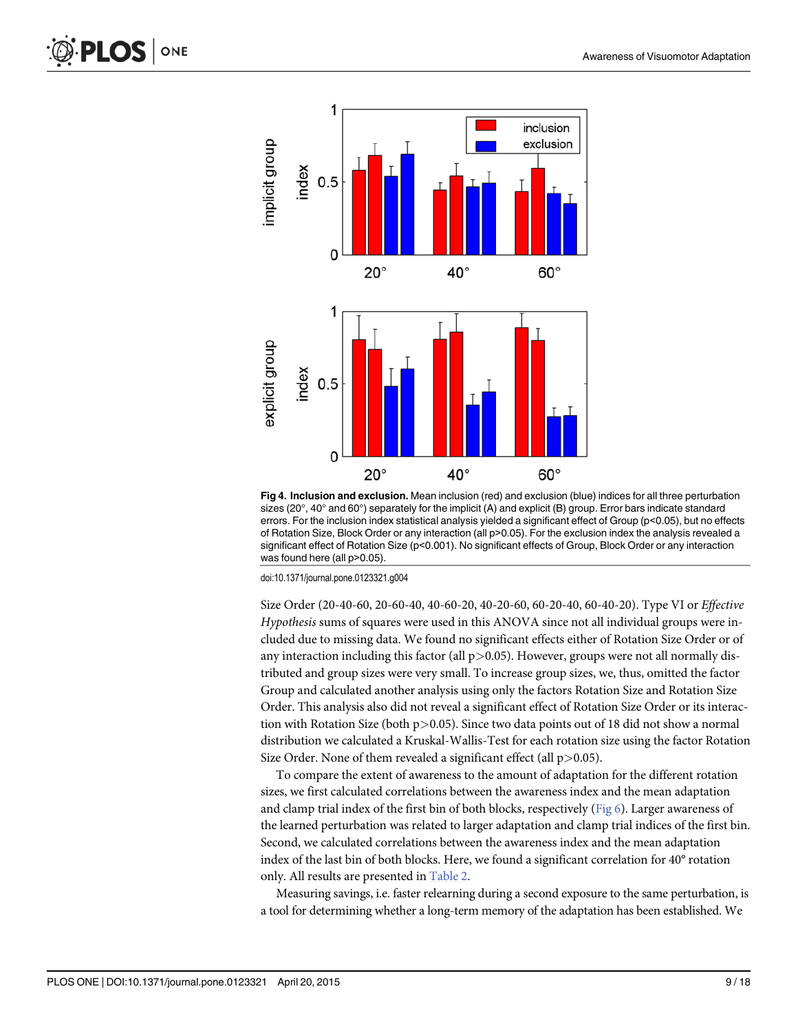Fig 4. **Inclusion and exclusion.** Mean inclusion (red) and exclusion (blue) indices for all three perturbation sizes (20°, 40° and 60°) separately for the implicit (A) and explicit (B) group. Error bars indicate standard errors. For the inclusion index statistical analysis yielded a significant effect of Group ($p<0.05$), but no effects of Rotation Size, Block Order or any interaction (all $p>0.05$). For the exclusion index the analysis revealed a significant effect of Rotation Size ($p<0.001$). No significant effects of Group, Block Order or any interaction was found here (all $p>0.05$).

doi:10.1371/journal.pone.0123321.g004

Size Order (20-40-60, 20-60-40, 40-60-20, 40-20-60, 60-20-40, 60-40-20). Type VI or *Effective Hypothesis* sums of squares were used in this ANOVA since not all individual groups were included due to missing data. We found no significant effects either of Rotation Size Order or of any interaction including this factor (all $p>0.05$). However, groups were not all normally distributed and group sizes were very small. To increase group sizes, we, thus, omitted the factor Group and calculated another analysis using only the factors Rotation Size and Rotation Size Order. This analysis also did not reveal a significant effect of Rotation Size Order or its interaction with Rotation Size (both $p>0.05$). Since two data points out of 18 did not show a normal distribution we calculated a Kruskal-Wallis-Test for each rotation size using the factor Rotation Size Order. None of them revealed a significant effect (all $p>0.05$).

To compare the extent of awareness to the amount of adaptation for the different rotation sizes, we first calculated correlations between the awareness index and the mean adaptation and clamp trial index of the first bin of both blocks, respectively (Fig 6). Larger awareness of the learned perturbation was related to larger adaptation and clamp trial indices of the first bin. Second, we calculated correlations between the awareness index and the mean adaptation index of the last bin of both blocks. Here, we found a significant correlation for 40° rotation only. All results are presented in Table 2.

Measuring savings, i.e. faster relearning during a second exposure to the same perturbation, is a tool for determining whether a long-term memory of the adaptation has been established. We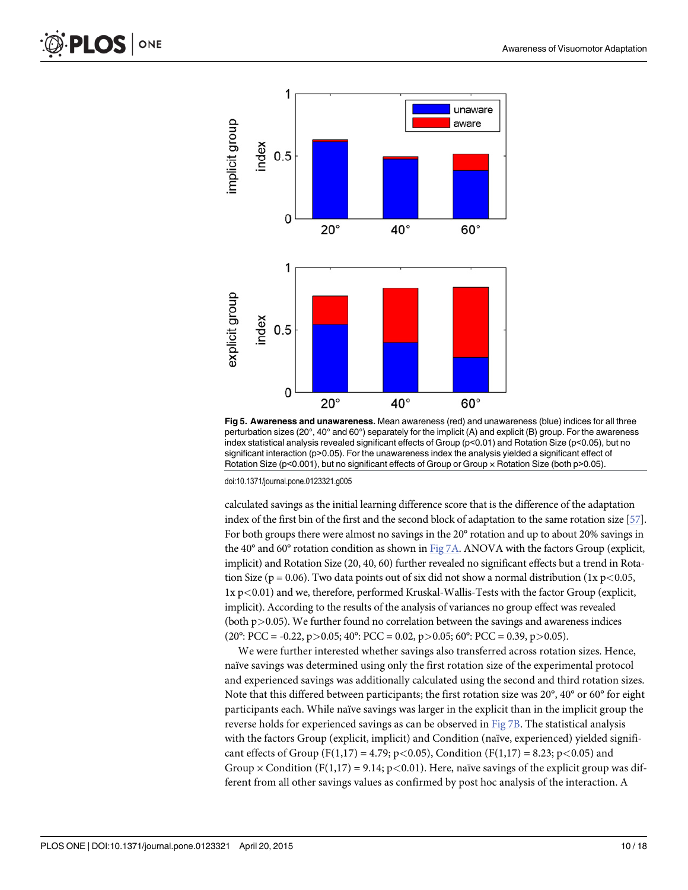**Fig 5. Awareness and unawareness.** Mean awareness (red) and unawareness (blue) indices for all three perturbation sizes (20°, 40° and 60°) separately for the implicit (A) and explicit (B) group. For the awareness index statistical analysis revealed significant effects of Group ($p<0.01$) and Rotation Size ($p<0.05$), but no significant interaction ($p>0.05$). For the unawareness index the analysis yielded a significant effect of Rotation Size ($p<0.001$), but no significant effects of Group or Group × Rotation Size (both $p>0.05$).

doi:10.1371/journal.pone.0123321.g005

calculated savings as the initial learning difference score that is the difference of the adaptation index of the first bin of the first and the second block of adaptation to the same rotation size [57]. For both groups there were almost no savings in the 20° rotation and up to about 20% savings in the 40° and 60° rotation condition as shown in Fig 7A. ANOVA with the factors Group (explicit, implicit) and Rotation Size (20, 40, 60) further revealed no significant effects but a trend in Rotation Size ($p = 0.06$). Two data points out of six did not show a normal distribution (1x $p<0.05$, 1x $p<0.01$) and we, therefore, performed Kruskal-Wallis-Tests with the factor Group (explicit, implicit). According to the results of the analysis of variances no group effect was revealed (both $p>0.05$). We further found no correlation between the savings and awareness indices (20°: PCC = -0.22, $p>0.05$; 40°: PCC = 0.02, $p>0.05$; 60°: PCC = 0.39, $p>0.05$).

We were further interested whether savings also transferred across rotation sizes. Hence, naïve savings was determined using only the first rotation size of the experimental protocol and experienced savings was additionally calculated using the second and third rotation sizes. Note that this differed between participants; the first rotation size was 20°, 40° or 60° for eight participants each. While naïve savings was larger in the explicit than in the implicit group the reverse holds for experienced savings as can be observed in Fig 7B. The statistical analysis with the factors Group (explicit, implicit) and Condition (naïve, experienced) yielded significant effects of Group ($F(1,17) = 4.79$; $p<0.05$), Condition ($F(1,17) = 8.23$; $p<0.05$) and Group × Condition ($F(1,17) = 9.14$; $p<0.01$). Here, naïve savings of the explicit group was different from all other savings values as confirmed by post hoc analysis of the interaction. A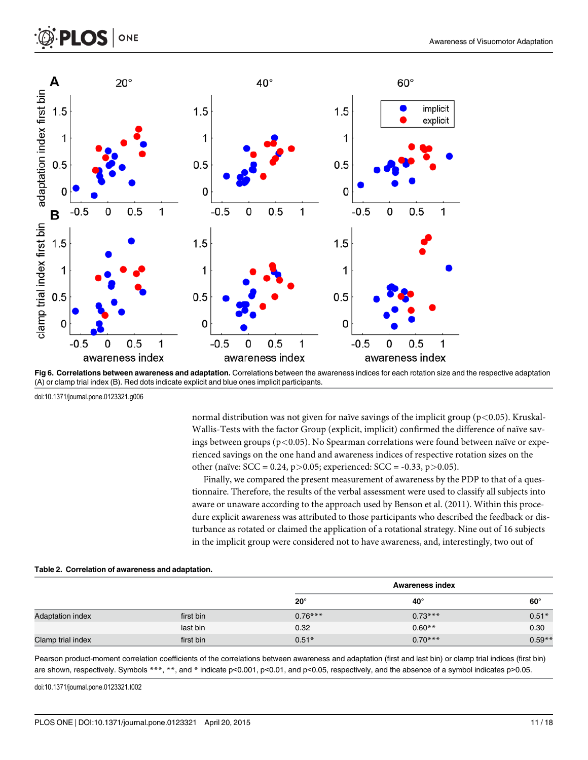Fig 6. **Correlations between awareness and adaptation.** Correlations between the awareness indices for each rotation size and the respective adaptation (A) or clamp trial index (B). Red dots indicate explicit and blue ones implicit participants.

doi:10.1371/journal.pone.0123321.g006

normal distribution was not given for naïve savings of the implicit group ($p<0.05$). Kruskal-Wallis-Tests with the factor Group (explicit, implicit) confirmed the difference of naïve savings between groups ($p<0.05$). No Spearman correlations were found between naïve or experienced savings on the one hand and awareness indices of respective rotation sizes on the other (naïve: SCC = 0.24, $p>0.05$; experienced: SCC = -0.33, $p>0.05$).

Finally, we compared the present measurement of awareness by the PDP to that of a questionnaire. Therefore, the results of the verbal assessment were used to classify all subjects into aware or unaware according to the approach used by Benson et al. (2011). Within this procedure explicit awareness was attributed to those participants who described the feedback or disturbance as rotated or claimed the application of a rotational strategy. Nine out of 16 subjects in the implicit group were considered not to have awareness, and, interestingly, two out of

**Table 2. Correlation of awareness and adaptation.**

| | | Awareness index | | |
|---|---|---|---|---|
| | | 20° | 40° | 60° |
| Adaptation index | first bin | 0.76*** | 0.73*** | 0.51* |
| | last bin | 0.32 | 0.60** | 0.30 |
| Clamp trial index | first bin | 0.51* | 0.70*** | 0.59** |

Pearson product-moment correlation coefficients of the correlations between awareness and adaptation (first and last bin) or clamp trial indices (first bin) are shown, respectively. Symbols ***, **, and * indicate $p<0.001$, $p<0.01$, and $p<0.05$, respectively, and the absence of a symbol indicates $p>0.05$.

doi:10.1371/journal.pone.0123321.t002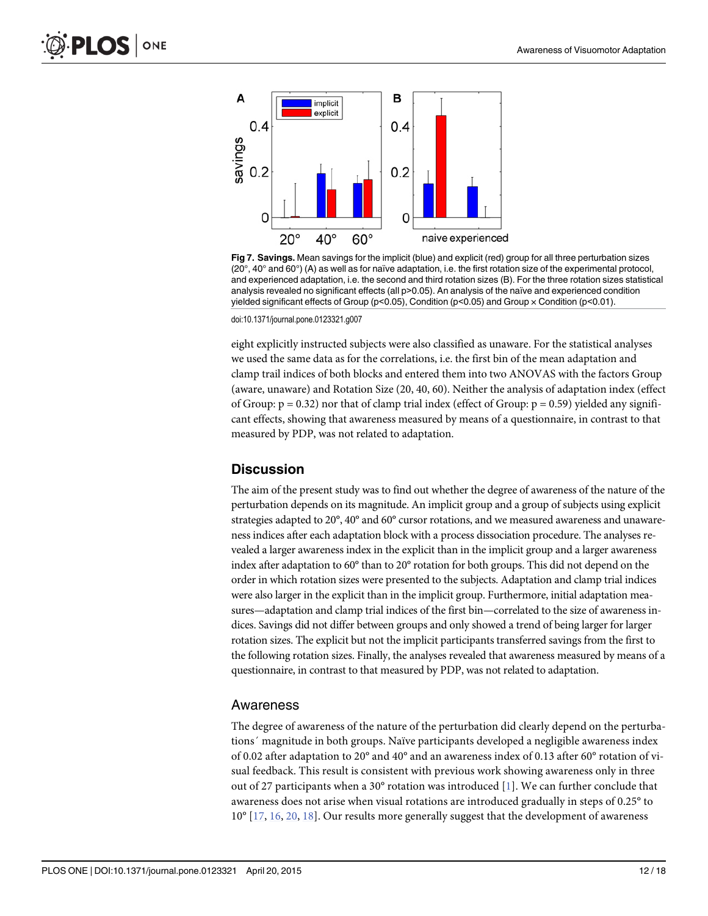**Fig 7. Savings.** Mean savings for the implicit (blue) and explicit (red) group for all three perturbation sizes (20°, 40° and 60°) (A) as well as for naïve adaptation, i.e. the first rotation size of the experimental protocol, and experienced adaptation, i.e. the second and third rotation sizes (B). For the three rotation sizes statistical analysis revealed no significant effects (all p>0.05). An analysis of the naïve and experienced condition yielded significant effects of Group (p<0.05), Condition (p<0.05) and Group × Condition (p<0.01).

doi:10.1371/journal.pone.0123321.g007

eight explicitly instructed subjects were also classified as unaware. For the statistical analyses we used the same data as for the correlations, i.e. the first bin of the mean adaptation and clamp trail indices of both blocks and entered them into two ANOVAS with the factors Group (aware, unaware) and Rotation Size (20, 40, 60). Neither the analysis of adaptation index (effect of Group: $p = 0.32$) nor that of clamp trial index (effect of Group: $p = 0.59$) yielded any significant effects, showing that awareness measured by means of a questionnaire, in contrast to that measured by PDP, was not related to adaptation.

## Discussion

The aim of the present study was to find out whether the degree of awareness of the nature of the perturbation depends on its magnitude. An implicit group and a group of subjects using explicit strategies adapted to 20°, 40° and 60° cursor rotations, and we measured awareness and unawareness indices after each adaptation block with a process dissociation procedure. The analyses revealed a larger awareness index in the explicit than in the implicit group and a larger awareness index after adaptation to 60° than to 20° rotation for both groups. This did not depend on the order in which rotation sizes were presented to the subjects. Adaptation and clamp trial indices were also larger in the explicit than in the implicit group. Furthermore, initial adaptation measures—adaptation and clamp trial indices of the first bin—correlated to the size of awareness indices. Savings did not differ between groups and only showed a trend of being larger for larger rotation sizes. The explicit but not the implicit participants transferred savings from the first to the following rotation sizes. Finally, the analyses revealed that awareness measured by means of a questionnaire, in contrast to that measured by PDP, was not related to adaptation.

### Awareness

The degree of awareness of the nature of the perturbation did clearly depend on the perturbations´ magnitude in both groups. Naïve participants developed a negligible awareness index of 0.02 after adaptation to 20° and 40° and an awareness index of 0.13 after 60° rotation of visual feedback. This result is consistent with previous work showing awareness only in three out of 27 participants when a 30° rotation was introduced [1]. We can further conclude that awareness does not arise when visual rotations are introduced gradually in steps of 0.25° to 10° [17, 16, 20, 18]. Our results more generally suggest that the development of awareness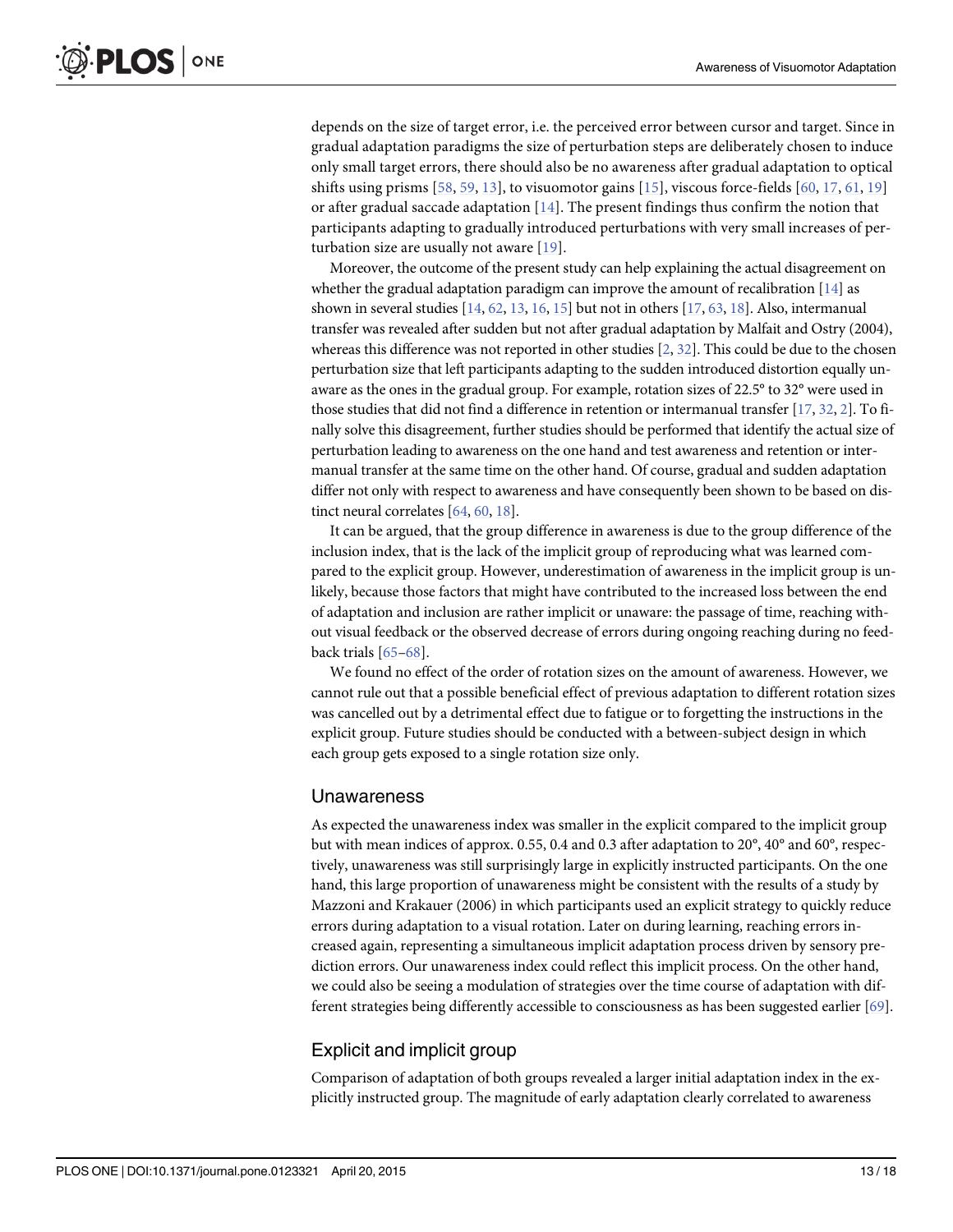depends on the size of target error, i.e. the perceived error between cursor and target. Since in gradual adaptation paradigms the size of perturbation steps are deliberately chosen to induce only small target errors, there should also be no awareness after gradual adaptation to optical shifts using prisms [58, 59, 13], to visuomotor gains [15], viscous force-fields [60, 17, 61, 19] or after gradual saccade adaptation [14]. The present findings thus confirm the notion that participants adapting to gradually introduced perturbations with very small increases of perturbation size are usually not aware [19].

Moreover, the outcome of the present study can help explaining the actual disagreement on whether the gradual adaptation paradigm can improve the amount of recalibration [14] as shown in several studies [14, 62, 13, 16, 15] but not in others [17, 63, 18]. Also, intermanual transfer was revealed after sudden but not after gradual adaptation by Malfait and Ostry (2004), whereas this difference was not reported in other studies [2, 32]. This could be due to the chosen perturbation size that left participants adapting to the sudden introduced distortion equally unaware as the ones in the gradual group. For example, rotation sizes of 22.5° to 32° were used in those studies that did not find a difference in retention or intermanual transfer [17, 32, 2]. To finally solve this disagreement, further studies should be performed that identify the actual size of perturbation leading to awareness on the one hand and test awareness and retention or intermanual transfer at the same time on the other hand. Of course, gradual and sudden adaptation differ not only with respect to awareness and have consequently been shown to be based on distinct neural correlates [64, 60, 18].

It can be argued, that the group difference in awareness is due to the group difference of the inclusion index, that is the lack of the implicit group of reproducing what was learned compared to the explicit group. However, underestimation of awareness in the implicit group is unlikely, because those factors that might have contributed to the increased loss between the end of adaptation and inclusion are rather implicit or unaware: the passage of time, reaching without visual feedback or the observed decrease of errors during ongoing reaching during no feedback trials [65–68].

We found no effect of the order of rotation sizes on the amount of awareness. However, we cannot rule out that a possible beneficial effect of previous adaptation to different rotation sizes was cancelled out by a detrimental effect due to fatigue or to forgetting the instructions in the explicit group. Future studies should be conducted with a between-subject design in which each group gets exposed to a single rotation size only.

## Unawareness

As expected the unawareness index was smaller in the explicit compared to the implicit group but with mean indices of approx. 0.55, 0.4 and 0.3 after adaptation to 20°, 40° and 60°, respectively, unawareness was still surprisingly large in explicitly instructed participants. On the one hand, this large proportion of unawareness might be consistent with the results of a study by Mazzoni and Krakauer (2006) in which participants used an explicit strategy to quickly reduce errors during adaptation to a visual rotation. Later on during learning, reaching errors increased again, representing a simultaneous implicit adaptation process driven by sensory prediction errors. Our unawareness index could reflect this implicit process. On the other hand, we could also be seeing a modulation of strategies over the time course of adaptation with different strategies being differently accessible to consciousness as has been suggested earlier [69].

## Explicit and implicit group

Comparison of adaptation of both groups revealed a larger initial adaptation index in the explicitly instructed group. The magnitude of early adaptation clearly correlated to awareness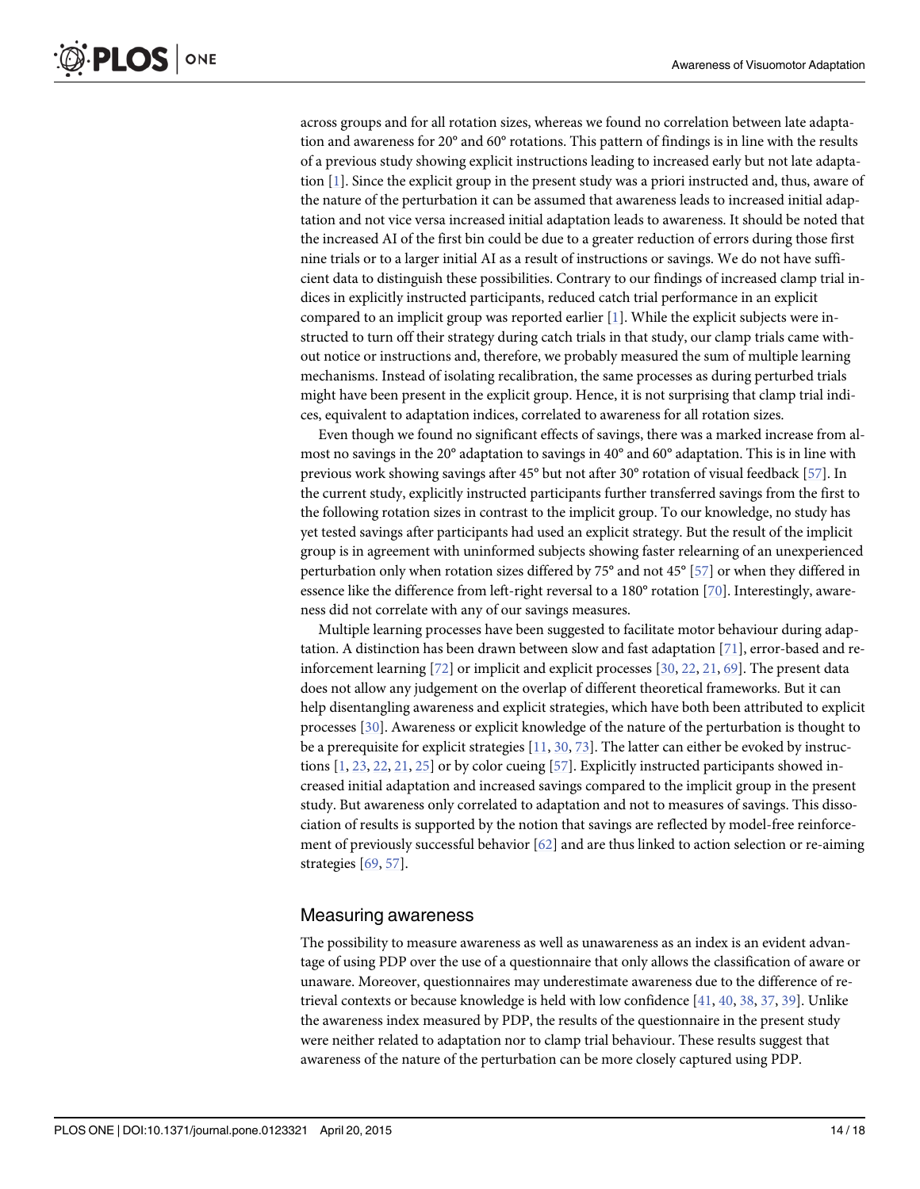across groups and for all rotation sizes, whereas we found no correlation between late adaptation and awareness for 20° and 60° rotations. This pattern of findings is in line with the results of a previous study showing explicit instructions leading to increased early but not late adaptation [1]. Since the explicit group in the present study was a priori instructed and, thus, aware of the nature of the perturbation it can be assumed that awareness leads to increased initial adaptation and not vice versa increased initial adaptation leads to awareness. It should be noted that the increased AI of the first bin could be due to a greater reduction of errors during those first nine trials or to a larger initial AI as a result of instructions or savings. We do not have sufficient data to distinguish these possibilities. Contrary to our findings of increased clamp trial indices in explicitly instructed participants, reduced catch trial performance in an explicit compared to an implicit group was reported earlier [1]. While the explicit subjects were instructed to turn off their strategy during catch trials in that study, our clamp trials came without notice or instructions and, therefore, we probably measured the sum of multiple learning mechanisms. Instead of isolating recalibration, the same processes as during perturbed trials might have been present in the explicit group. Hence, it is not surprising that clamp trial indices, equivalent to adaptation indices, correlated to awareness for all rotation sizes.

Even though we found no significant effects of savings, there was a marked increase from almost no savings in the 20° adaptation to savings in 40° and 60° adaptation. This is in line with previous work showing savings after 45° but not after 30° rotation of visual feedback [57]. In the current study, explicitly instructed participants further transferred savings from the first to the following rotation sizes in contrast to the implicit group. To our knowledge, no study has yet tested savings after participants had used an explicit strategy. But the result of the implicit group is in agreement with uninformed subjects showing faster relearning of an unexperienced perturbation only when rotation sizes differed by 75° and not 45° [57] or when they differed in essence like the difference from left-right reversal to a 180° rotation [70]. Interestingly, awareness did not correlate with any of our savings measures.

Multiple learning processes have been suggested to facilitate motor behaviour during adaptation. A distinction has been drawn between slow and fast adaptation [71], error-based and reinforcement learning [72] or implicit and explicit processes [30, 22, 21, 69]. The present data does not allow any judgement on the overlap of different theoretical frameworks. But it can help disentangling awareness and explicit strategies, which have both been attributed to explicit processes [30]. Awareness or explicit knowledge of the nature of the perturbation is thought to be a prerequisite for explicit strategies [11, 30, 73]. The latter can either be evoked by instructions [1, 23, 22, 21, 25] or by color cueing [57]. Explicitly instructed participants showed increased initial adaptation and increased savings compared to the implicit group in the present study. But awareness only correlated to adaptation and not to measures of savings. This dissociation of results is supported by the notion that savings are reflected by model-free reinforcement of previously successful behavior [62] and are thus linked to action selection or re-aiming strategies [69, 57].

## Measuring awareness

The possibility to measure awareness as well as unawareness as an index is an evident advantage of using PDP over the use of a questionnaire that only allows the classification of aware or unaware. Moreover, questionnaires may underestimate awareness due to the difference of retrieval contexts or because knowledge is held with low confidence [41, 40, 38, 37, 39]. Unlike the awareness index measured by PDP, the results of the questionnaire in the present study were neither related to adaptation nor to clamp trial behaviour. These results suggest that awareness of the nature of the perturbation can be more closely captured using PDP.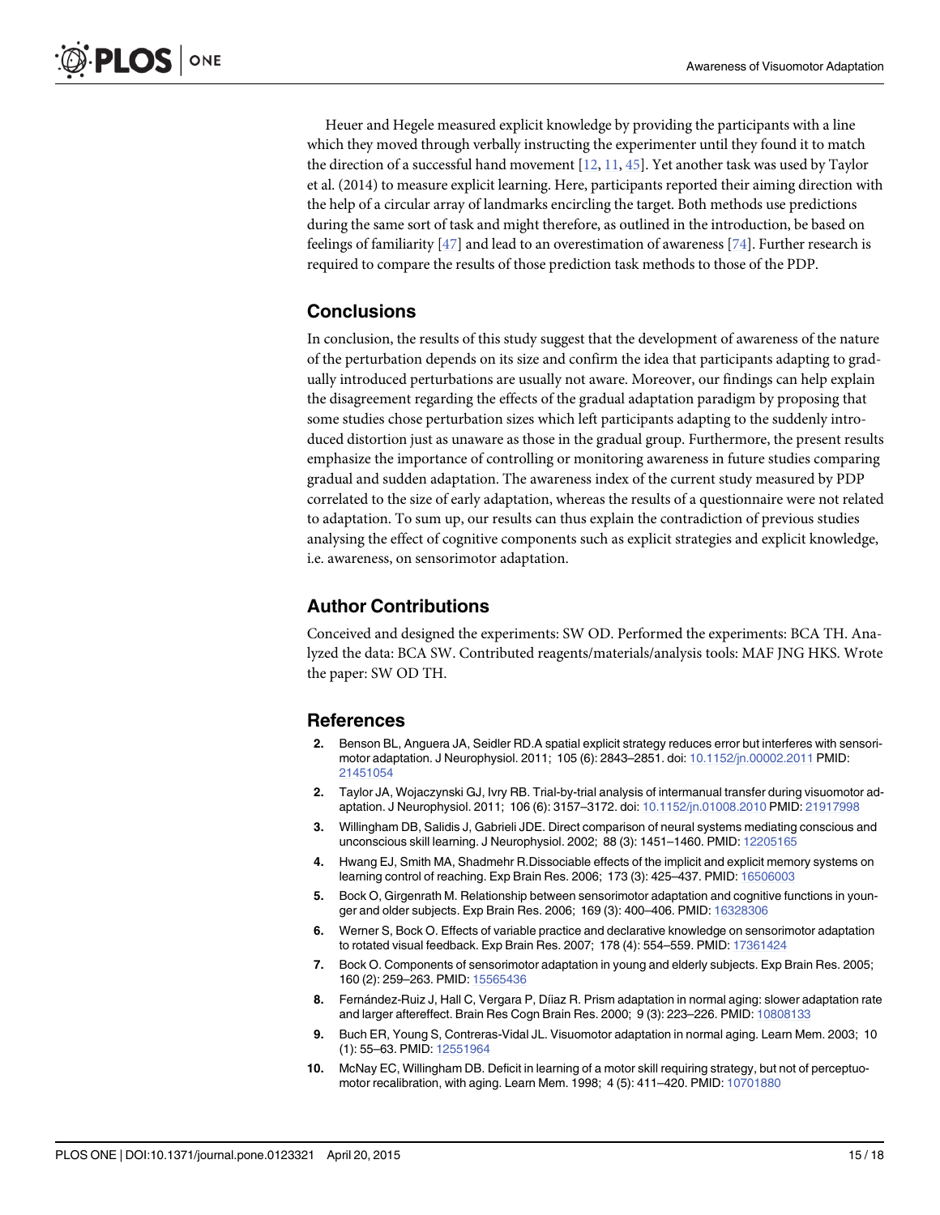Heuer and Hegele measured explicit knowledge by providing the participants with a line which they moved through verbally instructing the experimenter until they found it to match the direction of a successful hand movement [12, 11, 45]. Yet another task was used by Taylor et al. (2014) to measure explicit learning. Here, participants reported their aiming direction with the help of a circular array of landmarks encircling the target. Both methods use predictions during the same sort of task and might therefore, as outlined in the introduction, be based on feelings of familiarity [47] and lead to an overestimation of awareness [74]. Further research is required to compare the results of those prediction task methods to those of the PDP.

## Conclusions

In conclusion, the results of this study suggest that the development of awareness of the nature of the perturbation depends on its size and confirm the idea that participants adapting to gradually introduced perturbations are usually not aware. Moreover, our findings can help explain the disagreement regarding the effects of the gradual adaptation paradigm by proposing that some studies chose perturbation sizes which left participants adapting to the suddenly introduced distortion just as unaware as those in the gradual group. Furthermore, the present results emphasize the importance of controlling or monitoring awareness in future studies comparing gradual and sudden adaptation. The awareness index of the current study measured by PDP correlated to the size of early adaptation, whereas the results of a questionnaire were not related to adaptation. To sum up, our results can thus explain the contradiction of previous studies analysing the effect of cognitive components such as explicit strategies and explicit knowledge, i.e. awareness, on sensorimotor adaptation.

## Author Contributions

Conceived and designed the experiments: SW OD. Performed the experiments: BCA TH. Analyzed the data: BCA SW. Contributed reagents/materials/analysis tools: MAF JNG HKS. Wrote the paper: SW OD TH.

## References

2. Benson BL, Anguera JA, Seidler RD.A spatial explicit strategy reduces error but interferes with sensorimotor adaptation. J Neurophysiol. 2011; 105 (6): 2843–2851. doi: 10.1152/jn.00002.2011 PMID: 21451054
2. Taylor JA, Wojaczynski GJ, Ivry RB. Trial-by-trial analysis of intermanual transfer during visuomotor adaptation. J Neurophysiol. 2011; 106 (6): 3157–3172. doi: 10.1152/jn.01008.2010 PMID: 21917998
3. Willingham DB, Salidis J, Gabrieli JDE. Direct comparison of neural systems mediating conscious and unconscious skill learning. J Neurophysiol. 2002; 88 (3): 1451–1460. PMID: 12205165
4. Hwang EJ, Smith MA, Shadmehr R.Dissociable effects of the implicit and explicit memory systems on learning control of reaching. Exp Brain Res. 2006; 173 (3): 425–437. PMID: 16506003
5. Bock O, Girgenrath M. Relationship between sensorimotor adaptation and cognitive functions in younger and older subjects. Exp Brain Res. 2006; 169 (3): 400–406. PMID: 16328306
6. Werner S, Bock O. Effects of variable practice and declarative knowledge on sensorimotor adaptation to rotated visual feedback. Exp Brain Res. 2007; 178 (4): 554–559. PMID: 17361424
7. Bock O. Components of sensorimotor adaptation in young and elderly subjects. Exp Brain Res. 2005; 160 (2): 259–263. PMID: 15565436
8. Fernández-Ruiz J, Hall C, Vergara P, Díiaz R. Prism adaptation in normal aging: slower adaptation rate and larger aftereffect. Brain Res Cogn Brain Res. 2000; 9 (3): 223–226. PMID: 10808133
9. Buch ER, Young S, Contreras-Vidal JL. Visuomotor adaptation in normal aging. Learn Mem. 2003; 10 (1): 55–63. PMID: 12551964
10. McNay EC, Willingham DB. Deficit in learning of a motor skill requiring strategy, but not of perceptuomotor recalibration, with aging. Learn Mem. 1998; 4 (5): 411–420. PMID: 10701880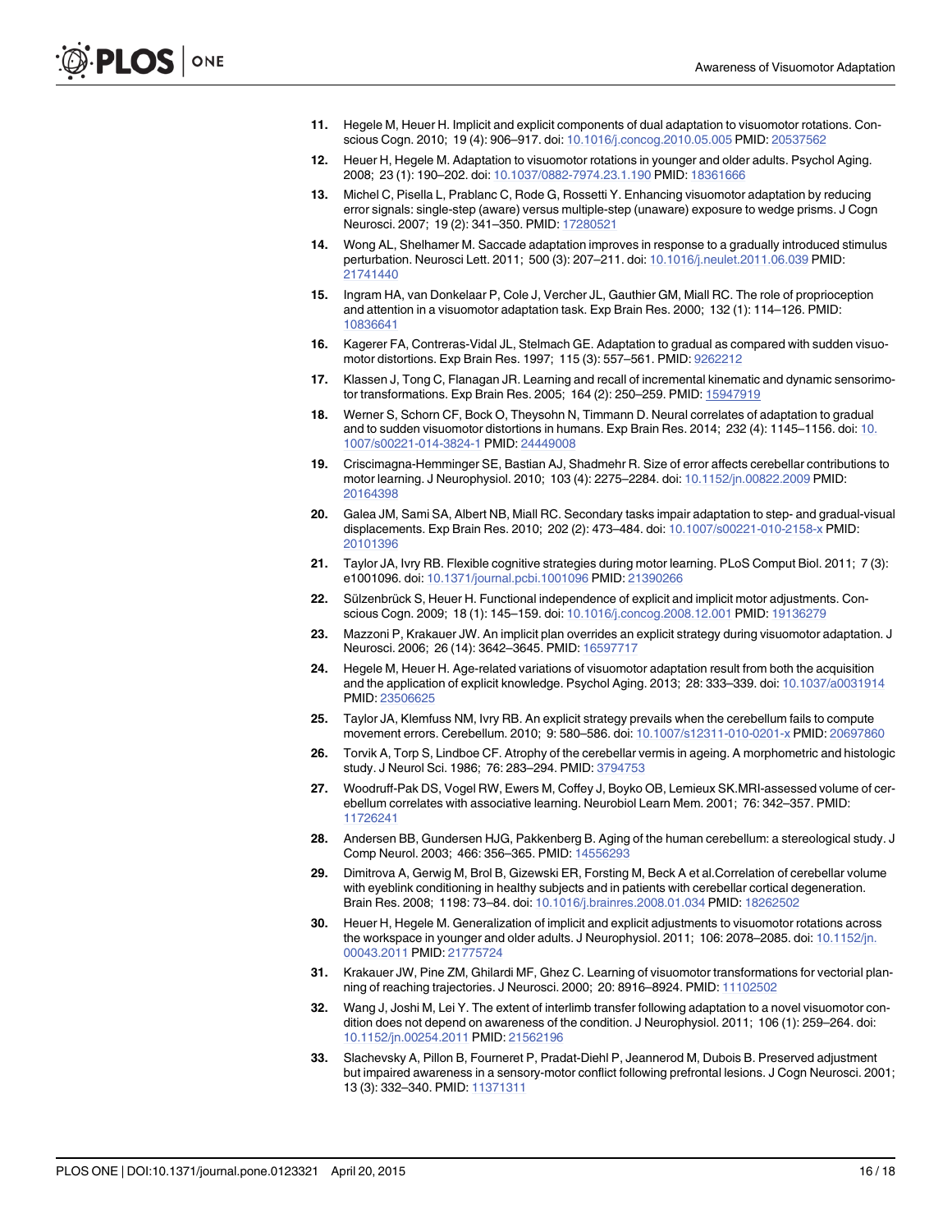11. Hegele M, Heuer H. Implicit and explicit components of dual adaptation to visuomotor rotations. Conscious Cogn. 2010; 19 (4): 906–917. doi: 10.1016/j.concog.2010.05.005 PMID: 20537562

12. Heuer H, Hegele M. Adaptation to visuomotor rotations in younger and older adults. Psychol Aging. 2008; 23 (1): 190–202. doi: 10.1037/0882-7974.23.1.190 PMID: 18361666

13. Michel C, Pisella L, Prablanc C, Rode G, Rossetti Y. Enhancing visuomotor adaptation by reducing error signals: single-step (aware) versus multiple-step (unaware) exposure to wedge prisms. J Cogn Neurosci. 2007; 19 (2): 341–350. PMID: 17280521

14. Wong AL, Shelhamer M. Saccade adaptation improves in response to a gradually introduced stimulus perturbation. Neurosci Lett. 2011; 500 (3): 207–211. doi: 10.1016/j.neulet.2011.06.039 PMID: 21741440

15. Ingram HA, van Donkelaar P, Cole J, Vercher JL, Gauthier GM, Miall RC. The role of proprioception and attention in a visuomotor adaptation task. Exp Brain Res. 2000; 132 (1): 114–126. PMID: 10836641

16. Kagerer FA, Contreras-Vidal JL, Stelmach GE. Adaptation to gradual as compared with sudden visuo-motor distortions. Exp Brain Res. 1997; 115 (3): 557–561. PMID: 9262212

17. Klassen J, Tong C, Flanagan JR. Learning and recall of incremental kinematic and dynamic sensorimotor transformations. Exp Brain Res. 2005; 164 (2): 250–259. PMID: 15947919

18. Werner S, Schorn CF, Bock O, Theysohn N, Timmann D. Neural correlates of adaptation to gradual and to sudden visuomotor distortions in humans. Exp Brain Res. 2014; 232 (4): 1145–1156. doi: 10.1007/s00221-014-3824-1 PMID: 24449008

19. Criscimagna-Hemminger SE, Bastian AJ, Shadmehr R. Size of error affects cerebellar contributions to motor learning. J Neurophysiol. 2010; 103 (4): 2275–2284. doi: 10.1152/jn.00822.2009 PMID: 20164398

20. Galea JM, Sami SA, Albert NB, Miall RC. Secondary tasks impair adaptation to step- and gradual-visual displacements. Exp Brain Res. 2010; 202 (2): 473–484. doi: 10.1007/s00221-010-2158-x PMID: 20101396

21. Taylor JA, Ivry RB. Flexible cognitive strategies during motor learning. PLoS Comput Biol. 2011; 7 (3): e1001096. doi: 10.1371/journal.pcbi.1001096 PMID: 21390266

22. Sülzenbrück S, Heuer H. Functional independence of explicit and implicit motor adjustments. Conscious Cogn. 2009; 18 (1): 145–159. doi: 10.1016/j.concog.2008.12.001 PMID: 19136279

23. Mazzoni P, Krakauer JW. An implicit plan overrides an explicit strategy during visuomotor adaptation. J Neurosci. 2006; 26 (14): 3642–3645. PMID: 16597717

24. Hegele M, Heuer H. Age-related variations of visuomotor adaptation result from both the acquisition and the application of explicit knowledge. Psychol Aging. 2013; 28: 333–339. doi: 10.1037/a0031914 PMID: 23506625

25. Taylor JA, Klemfuss NM, Ivry RB. An explicit strategy prevails when the cerebellum fails to compute movement errors. Cerebellum. 2010; 9: 580–586. doi: 10.1007/s12311-010-0201-x PMID: 20697860

26. Torvik A, Torp S, Lindboe CF. Atrophy of the cerebellar vermis in ageing. A morphometric and histologic study. J Neurol Sci. 1986; 76: 283–294. PMID: 3794753

27. Woodruff-Pak DS, Vogel RW, Ewers M, Coffey J, Boyko OB, Lemieux SK.MRI-assessed volume of cerebellum correlates with associative learning. Neurobiol Learn Mem. 2001; 76: 342–357. PMID: 11726241

28. Andersen BB, Gundersen HJG, Pakkenberg B. Aging of the human cerebellum: a stereological study. J Comp Neurol. 2003; 466: 356–365. PMID: 14556293

29. Dimitrova A, Gerwig M, Brol B, Gizewski ER, Forsting M, Beck A et al.Correlation of cerebellar volume with eyeblink conditioning in healthy subjects and in patients with cerebellar cortical degeneration. Brain Res. 2008; 1198: 73–84. doi: 10.1016/j.brainres.2008.01.034 PMID: 18262502

30. Heuer H, Hegele M. Generalization of implicit and explicit adjustments to visuomotor rotations across the workspace in younger and older adults. J Neurophysiol. 2011; 106: 2078–2085. doi: 10.1152/jn.00043.2011 PMID: 21775724

31. Krakauer JW, Pine ZM, Ghilardi MF, Ghez C. Learning of visuomotor transformations for vectorial planning of reaching trajectories. J Neurosci. 2000; 20: 8916–8924. PMID: 11102502

32. Wang J, Joshi M, Lei Y. The extent of interlimb transfer following adaptation to a novel visuomotor condition does not depend on awareness of the condition. J Neurophysiol. 2011; 106 (1): 259–264. doi: 10.1152/jn.00254.2011 PMID: 21562196

33. Slachevsky A, Pillon B, Fourneret P, Pradat-Diehl P, Jeannerod M, Dubois B. Preserved adjustment but impaired awareness in a sensory-motor conflict following prefrontal lesions. J Cogn Neurosci. 2001; 13 (3): 332–340. PMID: 11371311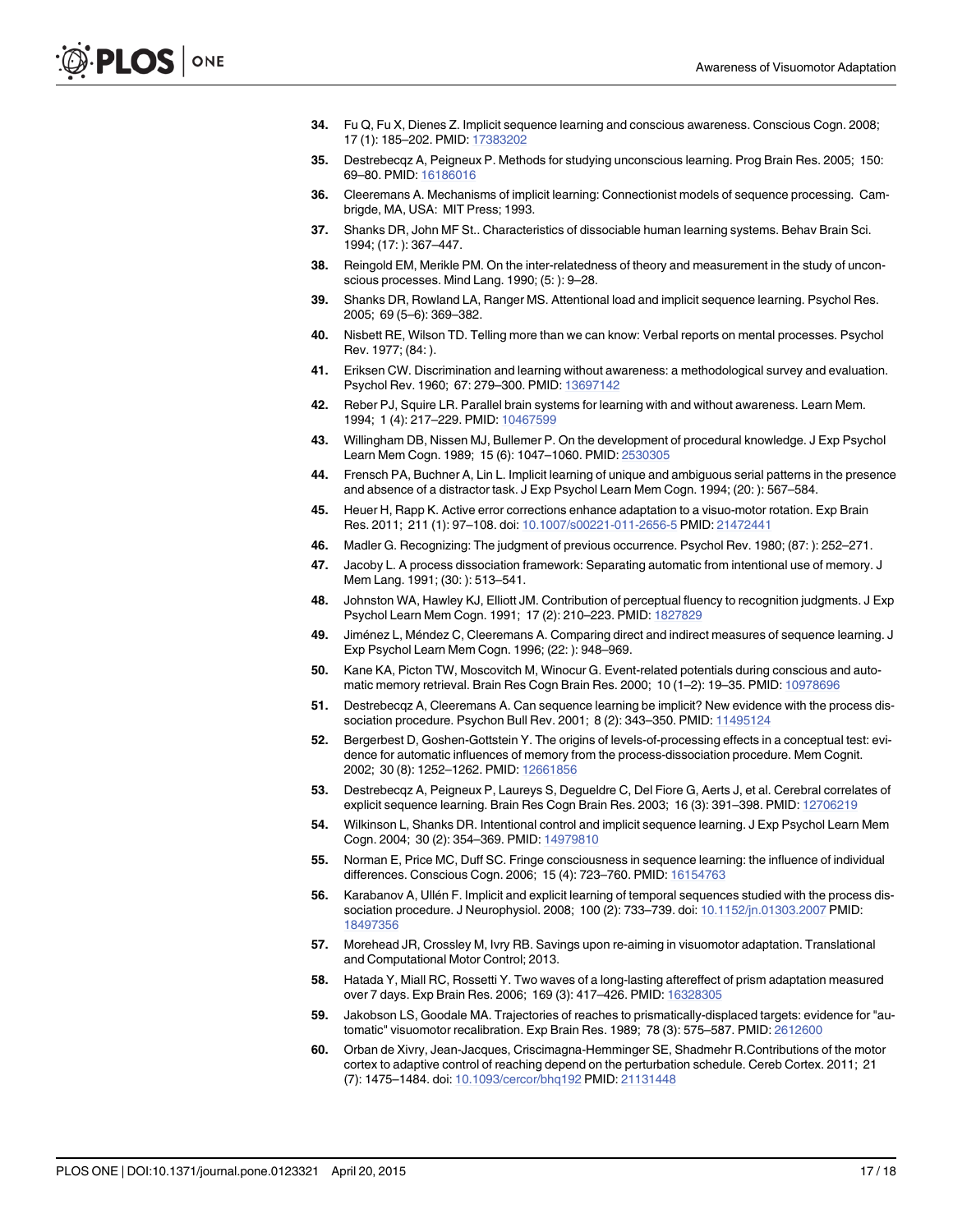34. Fu Q, Fu X, Dienes Z. Implicit sequence learning and conscious awareness. Conscious Cogn. 2008; 17 (1): 185–202. PMID: 17383202
35. Destrebecqz A, Peigneux P. Methods for studying unconscious learning. Prog Brain Res. 2005; 150: 69–80. PMID: 16186016
36. Cleeremans A. Mechanisms of implicit learning: Connectionist models of sequence processing. Cambrigde, MA, USA: MIT Press; 1993.
37. Shanks DR, John MF St.. Characteristics of dissociable human learning systems. Behav Brain Sci. 1994; (17: ): 367–447.
38. Reingold EM, Merikle PM. On the inter-relatedness of theory and measurement in the study of unconscious processes. Mind Lang. 1990; (5: ): 9–28.
39. Shanks DR, Rowland LA, Ranger MS. Attentional load and implicit sequence learning. Psychol Res. 2005; 69 (5–6): 369–382.
40. Nisbett RE, Wilson TD. Telling more than we can know: Verbal reports on mental processes. Psychol Rev. 1977; (84: ).
41. Eriksen CW. Discrimination and learning without awareness: a methodological survey and evaluation. Psychol Rev. 1960; 67: 279–300. PMID: 13697142
42. Reber PJ, Squire LR. Parallel brain systems for learning with and without awareness. Learn Mem. 1994; 1 (4): 217–229. PMID: 10467599
43. Willingham DB, Nissen MJ, Bullemer P. On the development of procedural knowledge. J Exp Psychol Learn Mem Cogn. 1989; 15 (6): 1047–1060. PMID: 2530305
44. Frensch PA, Buchner A, Lin L. Implicit learning of unique and ambiguous serial patterns in the presence and absence of a distractor task. J Exp Psychol Learn Mem Cogn. 1994; (20: ): 567–584.
45. Heuer H, Rapp K. Active error corrections enhance adaptation to a visuo-motor rotation. Exp Brain Res. 2011; 211 (1): 97–108. doi: 10.1007/s00221-011-2656-5 PMID: 21472441
46. Madler G. Recognizing: The judgment of previous occurrence. Psychol Rev. 1980; (87: ): 252–271.
47. Jacoby L. A process dissociation framework: Separating automatic from intentional use of memory. J Mem Lang. 1991; (30: ): 513–541.
48. Johnston WA, Hawley KJ, Elliott JM. Contribution of perceptual fluency to recognition judgments. J Exp Psychol Learn Mem Cogn. 1991; 17 (2): 210–223. PMID: 1827829
49. Jiménez L, Méndez C, Cleeremans A. Comparing direct and indirect measures of sequence learning. J Exp Psychol Learn Mem Cogn. 1996; (22: ): 948–969.
50. Kane KA, Picton TW, Moscovitch M, Winocur G. Event-related potentials during conscious and automatic memory retrieval. Brain Res Cogn Brain Res. 2000; 10 (1–2): 19–35. PMID: 10978696
51. Destrebecqz A, Cleeremans A. Can sequence learning be implicit? New evidence with the process dissociation procedure. Psychon Bull Rev. 2001; 8 (2): 343–350. PMID: 11495124
52. Bergerbest D, Goshen-Gottstein Y. The origins of levels-of-processing effects in a conceptual test: evidence for automatic influences of memory from the process-dissociation procedure. Mem Cognit. 2002; 30 (8): 1252–1262. PMID: 12661856
53. Destrebecqz A, Peigneux P, Laureys S, Degueldre C, Del Fiore G, Aerts J, et al. Cerebral correlates of explicit sequence learning. Brain Res Cogn Brain Res. 2003; 16 (3): 391–398. PMID: 12706219
54. Wilkinson L, Shanks DR. Intentional control and implicit sequence learning. J Exp Psychol Learn Mem Cogn. 2004; 30 (2): 354–369. PMID: 14979810
55. Norman E, Price MC, Duff SC. Fringe consciousness in sequence learning: the influence of individual differences. Conscious Cogn. 2006; 15 (4): 723–760. PMID: 16154763
56. Karabanov A, Ullén F. Implicit and explicit learning of temporal sequences studied with the process dissociation procedure. J Neurophysiol. 2008; 100 (2): 733–739. doi: 10.1152/jn.01303.2007 PMID: 18497356
57. Morehead JR, Crossley M, Ivry RB. Savings upon re-aiming in visuomotor adaptation. Translational and Computational Motor Control; 2013.
58. Hatada Y, Miall RC, Rossetti Y. Two waves of a long-lasting aftereffect of prism adaptation measured over 7 days. Exp Brain Res. 2006; 169 (3): 417–426. PMID: 16328305
59. Jakobson LS, Goodale MA. Trajectories of reaches to prismatically-displaced targets: evidence for "automatic" visuomotor recalibration. Exp Brain Res. 1989; 78 (3): 575–587. PMID: 2612600
60. Orban de Xivry, Jean-Jacques, Criscimagna-Hemminger SE, Shadmehr R.Contributions of the motor cortex to adaptive control of reaching depend on the perturbation schedule. Cereb Cortex. 2011; 21 (7): 1475–1484. doi: 10.1093/cercor/bhq192 PMID: 21131448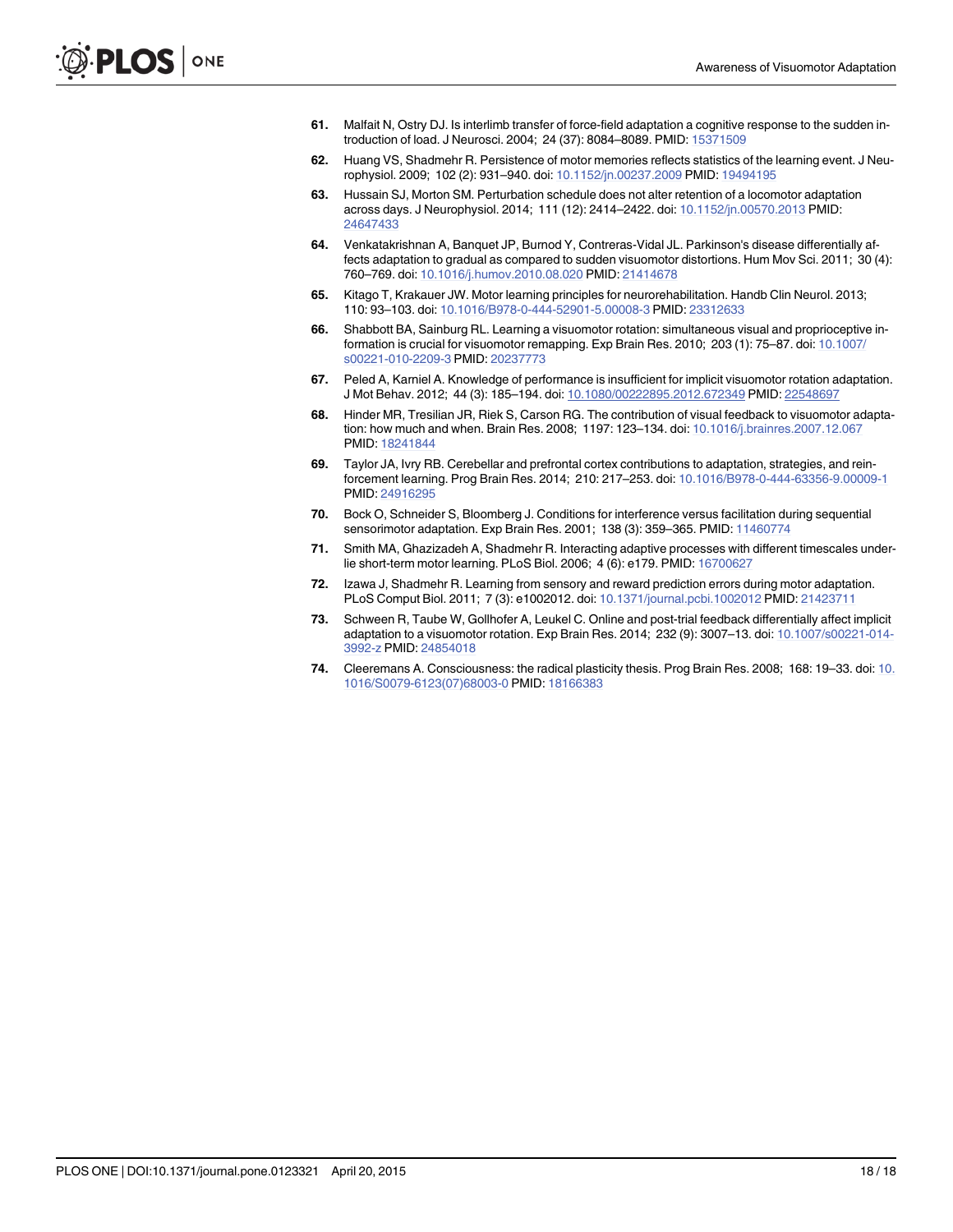61. Malfait N, Ostry DJ. Is interlimb transfer of force-field adaptation a cognitive response to the sudden introduction of load. J Neurosci. 2004; 24 (37): 8084–8089. PMID: 15371509

62. Huang VS, Shadmehr R. Persistence of motor memories reflects statistics of the learning event. J Neurophysiol. 2009; 102 (2): 931–940. doi: 10.1152/jn.00237.2009 PMID: 19494195

63. Hussain SJ, Morton SM. Perturbation schedule does not alter retention of a locomotor adaptation across days. J Neurophysiol. 2014; 111 (12): 2414–2422. doi: 10.1152/jn.00570.2013 PMID: 24647433

64. Venkatakrishnan A, Banquet JP, Burnod Y, Contreras-Vidal JL. Parkinson's disease differentially affects adaptation to gradual as compared to sudden visuomotor distortions. Hum Mov Sci. 2011; 30 (4): 760–769. doi: 10.1016/j.humov.2010.08.020 PMID: 21414678

65. Kitago T, Krakauer JW. Motor learning principles for neurorehabilitation. Handb Clin Neurol. 2013; 110: 93–103. doi: 10.1016/B978-0-444-52901-5.00008-3 PMID: 23312633

66. Shabbott BA, Sainburg RL. Learning a visuomotor rotation: simultaneous visual and proprioceptive information is crucial for visuomotor remapping. Exp Brain Res. 2010; 203 (1): 75–87. doi: 10.1007/s00221-010-2209-3 PMID: 20237773

67. Peled A, Karniel A. Knowledge of performance is insufficient for implicit visuomotor rotation adaptation. J Mot Behav. 2012; 44 (3): 185–194. doi: 10.1080/00222895.2012.672349 PMID: 22548697

68. Hinder MR, Tresilian JR, Riek S, Carson RG. The contribution of visual feedback to visuomotor adaptation: how much and when. Brain Res. 2008; 1197: 123–134. doi: 10.1016/j.brainres.2007.12.067 PMID: 18241844

69. Taylor JA, Ivry RB. Cerebellar and prefrontal cortex contributions to adaptation, strategies, and reinforcement learning. Prog Brain Res. 2014; 210: 217–253. doi: 10.1016/B978-0-444-63356-9.00009-1 PMID: 24916295

70. Bock O, Schneider S, Bloomberg J. Conditions for interference versus facilitation during sequential sensorimotor adaptation. Exp Brain Res. 2001; 138 (3): 359–365. PMID: 11460774

71. Smith MA, Ghazizadeh A, Shadmehr R. Interacting adaptive processes with different timescales underlie short-term motor learning. PLoS Biol. 2006; 4 (6): e179. PMID: 16700627

72. Izawa J, Shadmehr R. Learning from sensory and reward prediction errors during motor adaptation. PLoS Comput Biol. 2011; 7 (3): e1002012. doi: 10.1371/journal.pcbi.1002012 PMID: 21423711

73. Schween R, Taube W, Gollhofer A, Leukel C. Online and post-trial feedback differentially affect implicit adaptation to a visuomotor rotation. Exp Brain Res. 2014; 232 (9): 3007–13. doi: 10.1007/s00221-014-3992-z PMID: 24854018

74. Cleeremans A. Consciousness: the radical plasticity thesis. Prog Brain Res. 2008; 168: 19–33. doi: 10.1016/S0079-6123(07)68003-0 PMID: 18166383